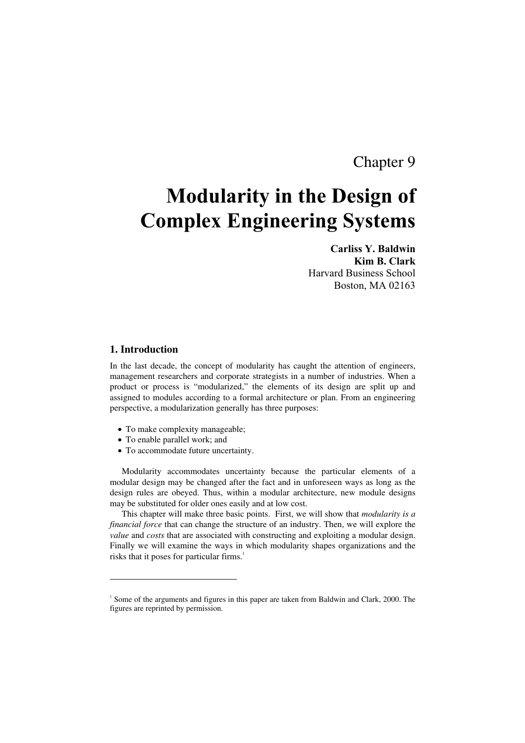Chapter 9

# Modularity in the Design of Complex Engineering Systems

**Carliss Y. Baldwin**
**Kim B. Clark**
Harvard Business School
Boston, MA 02163

## 1. Introduction

In the last decade, the concept of modularity has caught the attention of engineers, management researchers and corporate strategists in a number of industries. When a product or process is "modularized," the elements of its design are split up and assigned to modules according to a formal architecture or plan. From an engineering perspective, a modularization generally has three purposes:

- To make complexity manageable;
- To enable parallel work; and
- To accommodate future uncertainty.

Modularity accommodates uncertainty because the particular elements of a modular design may be changed after the fact and in unforeseen ways as long as the design rules are obeyed. Thus, within a modular architecture, new module designs may be substituted for older ones easily and at low cost.

This chapter will make three basic points. First, we will show that *modularity is a financial force* that can change the structure of an industry. Then, we will explore the *value* and *costs* that are associated with constructing and exploiting a modular design. Finally we will examine the ways in which modularity shapes organizations and the risks that it poses for particular firms.[1]

---

[1] Some of the arguments and figures in this paper are taken from Baldwin and Clark, 2000. The figures are reprinted by permission.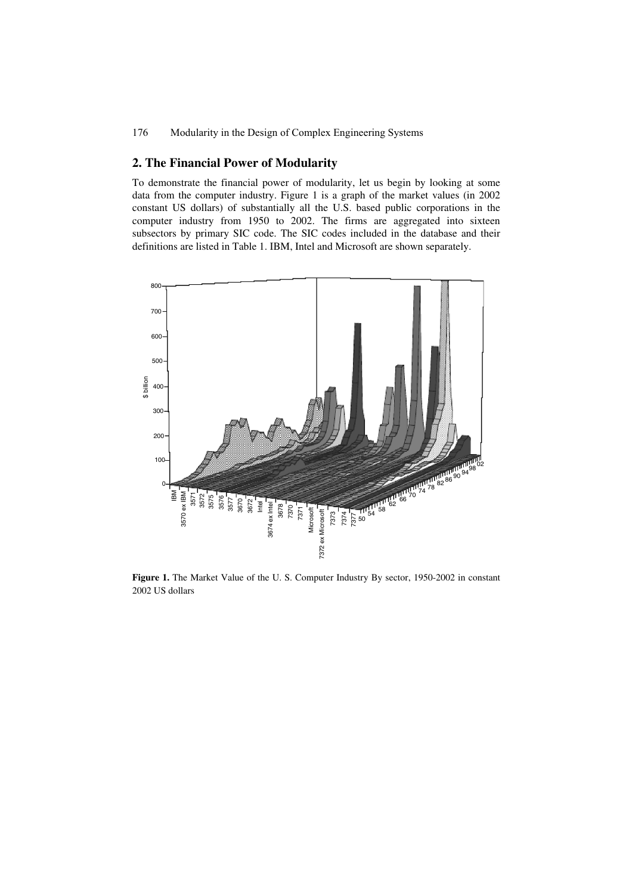## 2. The Financial Power of Modularity

To demonstrate the financial power of modularity, let us begin by looking at some data from the computer industry. Figure 1 is a graph of the market values (in 2002 constant US dollars) of substantially all the U.S. based public corporations in the computer industry from 1950 to 2002. The firms are aggregated into sixteen subsectors by primary SIC code. The SIC codes included in the database and their definitions are listed in Table 1. IBM, Intel and Microsoft are shown separately.

**Figure 1.** The Market Value of the U. S. Computer Industry By sector, 1950-2002 in constant 2002 US dollars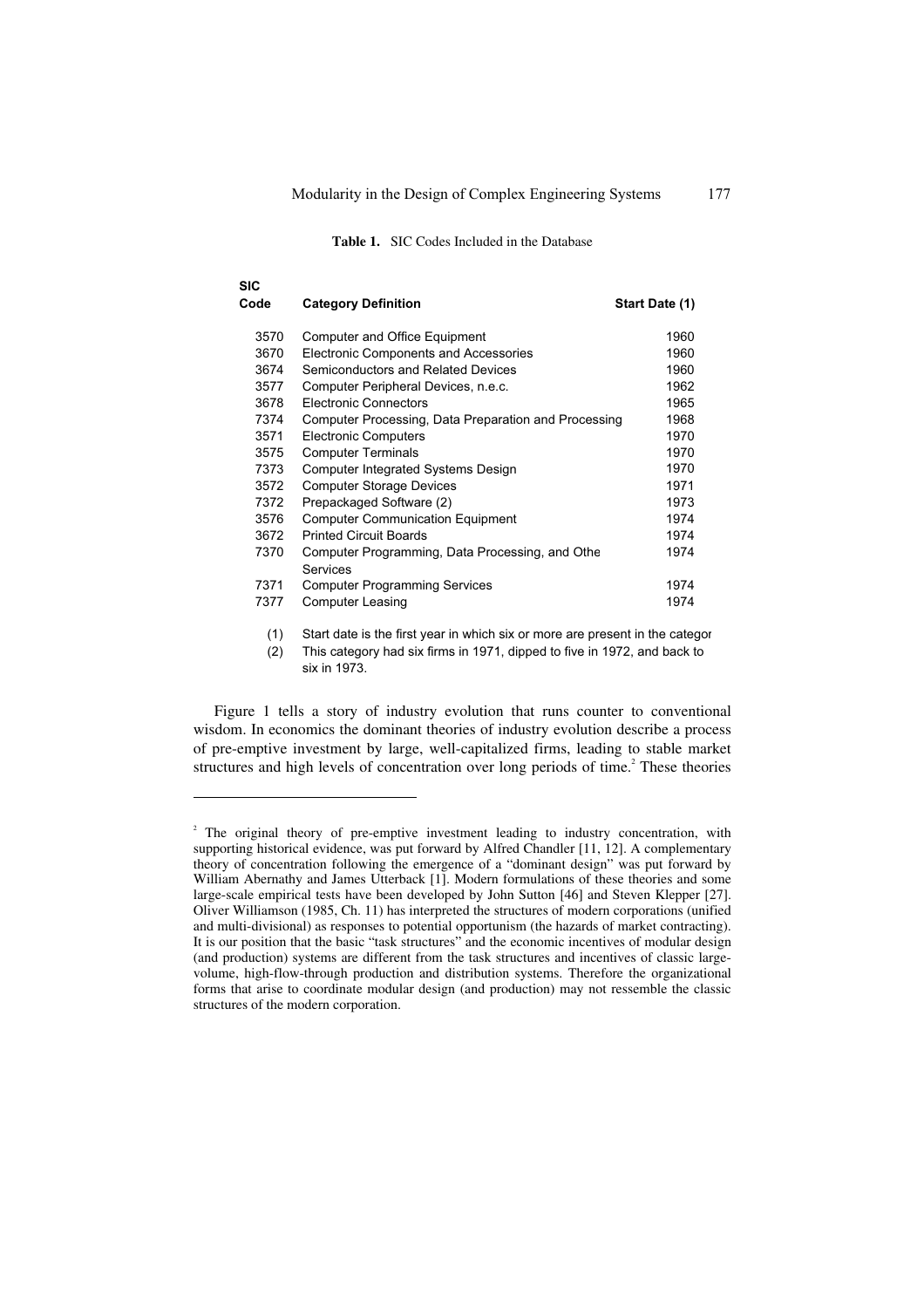**Table 1.** SIC Codes Included in the Database

| SIC Code | Category Definition | Start Date (1) |
|---|---|---|
| 3570 | Computer and Office Equipment | 1960 |
| 3670 | Electronic Components and Accessories | 1960 |
| 3674 | Semiconductors and Related Devices | 1960 |
| 3577 | Computer Peripheral Devices, n.e.c. | 1962 |
| 3678 | Electronic Connectors | 1965 |
| 7374 | Computer Processing, Data Preparation and Processing | 1968 |
| 3571 | Electronic Computers | 1970 |
| 3575 | Computer Terminals | 1970 |
| 7373 | Computer Integrated Systems Design | 1970 |
| 3572 | Computer Storage Devices | 1971 |
| 7372 | Prepackaged Software (2) | 1973 |
| 3576 | Computer Communication Equipment | 1974 |
| 3672 | Printed Circuit Boards | 1974 |
| 7370 | Computer Programming, Data Processing, and Othe Services | 1974 |
| 7371 | Computer Programming Services | 1974 |
| 7377 | Computer Leasing | 1974 |

(1) Start date is the first year in which six or more are present in the categor

(2) This category had six firms in 1971, dipped to five in 1972, and back to six in 1973.

Figure 1 tells a story of industry evolution that runs counter to conventional wisdom. In economics the dominant theories of industry evolution describe a process of pre-emptive investment by large, well-capitalized firms, leading to stable market structures and high levels of concentration over long periods of time.[2] These theories

[2] The original theory of pre-emptive investment leading to industry concentration, with supporting historical evidence, was put forward by Alfred Chandler [11, 12]. A complementary theory of concentration following the emergence of a "dominant design" was put forward by William Abernathy and James Utterback [1]. Modern formulations of these theories and some large-scale empirical tests have been developed by John Sutton [46] and Steven Klepper [27]. Oliver Williamson (1985, Ch. 11) has interpreted the structures of modern corporations (unified and multi-divisional) as responses to potential opportunism (the hazards of market contracting). It is our position that the basic "task structures" and the economic incentives of modular design (and production) systems are different from the task structures and incentives of classic large-volume, high-flow-through production and distribution systems. Therefore the organizational forms that arise to coordinate modular design (and production) may not ressemble the classic structures of the modern corporation.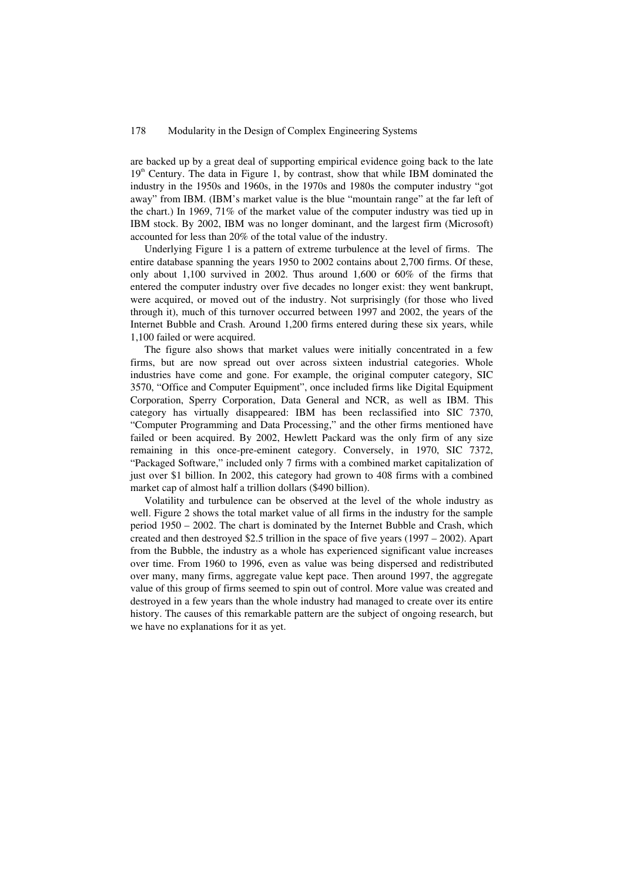are backed up by a great deal of supporting empirical evidence going back to the late $19^{th}$ Century. The data in Figure 1, by contrast, show that while IBM dominated the industry in the 1950s and 1960s, in the 1970s and 1980s the computer industry "got away" from IBM. (IBM's market value is the blue "mountain range" at the far left of the chart.) In 1969, 71% of the market value of the computer industry was tied up in IBM stock. By 2002, IBM was no longer dominant, and the largest firm (Microsoft) accounted for less than 20% of the total value of the industry.

Underlying Figure 1 is a pattern of extreme turbulence at the level of firms. The entire database spanning the years 1950 to 2002 contains about 2,700 firms. Of these, only about 1,100 survived in 2002. Thus around 1,600 or 60% of the firms that entered the computer industry over five decades no longer exist: they went bankrupt, were acquired, or moved out of the industry. Not surprisingly (for those who lived through it), much of this turnover occurred between 1997 and 2002, the years of the Internet Bubble and Crash. Around 1,200 firms entered during these six years, while 1,100 failed or were acquired.

The figure also shows that market values were initially concentrated in a few firms, but are now spread out over across sixteen industrial categories. Whole industries have come and gone. For example, the original computer category, SIC 3570, "Office and Computer Equipment", once included firms like Digital Equipment Corporation, Sperry Corporation, Data General and NCR, as well as IBM. This category has virtually disappeared: IBM has been reclassified into SIC 7370, "Computer Programming and Data Processing," and the other firms mentioned have failed or been acquired. By 2002, Hewlett Packard was the only firm of any size remaining in this once-pre-eminent category. Conversely, in 1970, SIC 7372, "Packaged Software," included only 7 firms with a combined market capitalization of just over $1 billion. In 2002, this category had grown to 408 firms with a combined market cap of almost half a trillion dollars ($490 billion).

Volatility and turbulence can be observed at the level of the whole industry as well. Figure 2 shows the total market value of all firms in the industry for the sample period 1950 – 2002. The chart is dominated by the Internet Bubble and Crash, which created and then destroyed $2.5 trillion in the space of five years (1997 – 2002). Apart from the Bubble, the industry as a whole has experienced significant value increases over time. From 1960 to 1996, even as value was being dispersed and redistributed over many, many firms, aggregate value kept pace. Then around 1997, the aggregate value of this group of firms seemed to spin out of control. More value was created and destroyed in a few years than the whole industry had managed to create over its entire history. The causes of this remarkable pattern are the subject of ongoing research, but we have no explanations for it as yet.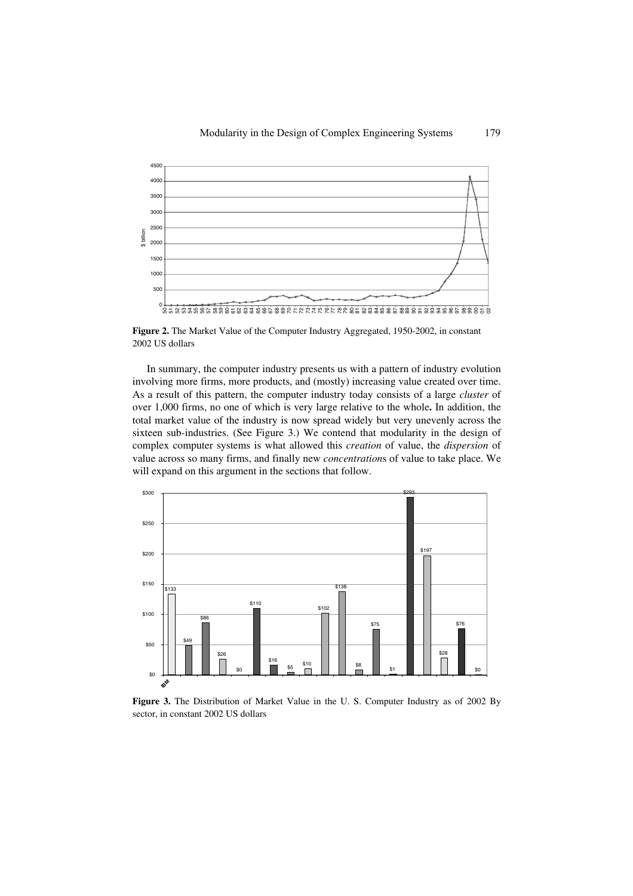**Figure 2.** The Market Value of the Computer Industry Aggregated, 1950-2002, in constant 2002 US dollars

In summary, the computer industry presents us with a pattern of industry evolution involving more firms, more products, and (mostly) increasing value created over time. As a result of this pattern, the computer industry today consists of a large *cluster* of over 1,000 firms, no one of which is very large relative to the whole**.** In addition, the total market value of the industry is now spread widely but very unevenly across the sixteen sub-industries. (See Figure 3.) We contend that modularity in the design of complex computer systems is what allowed this *creation* of value, the *dispersion* of value across so many firms, and finally new *concentration*s of value to take place. We will expand on this argument in the sections that follow.

**Figure 3.** The Distribution of Market Value in the U. S. Computer Industry as of 2002 By sector, in constant 2002 US dollars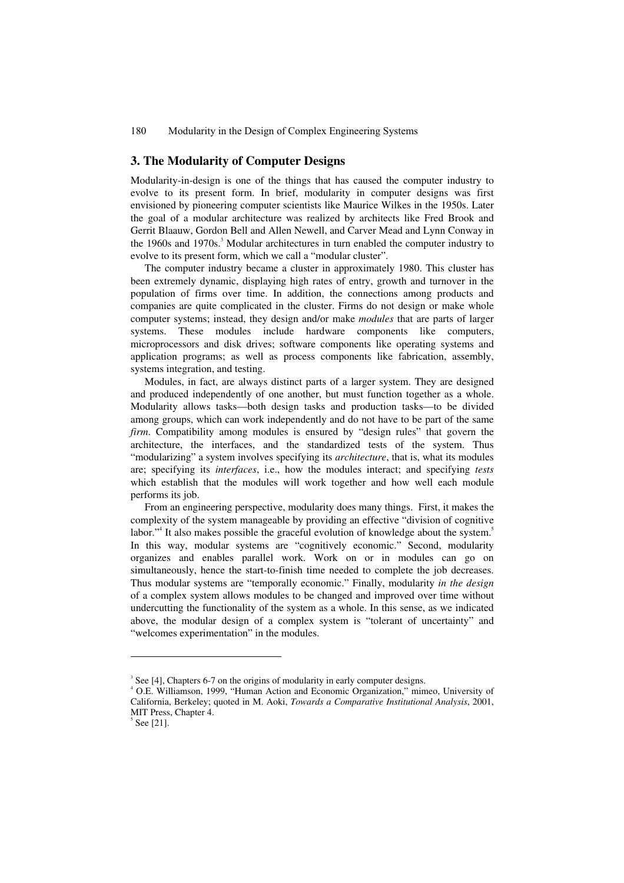## 3. The Modularity of Computer Designs

Modularity-in-design is one of the things that has caused the computer industry to evolve to its present form. In brief, modularity in computer designs was first envisioned by pioneering computer scientists like Maurice Wilkes in the 1950s. Later the goal of a modular architecture was realized by architects like Fred Brook and Gerrit Blaauw, Gordon Bell and Allen Newell, and Carver Mead and Lynn Conway in the 1960s and 1970s.[3] Modular architectures in turn enabled the computer industry to evolve to its present form, which we call a "modular cluster".

The computer industry became a cluster in approximately 1980. This cluster has been extremely dynamic, displaying high rates of entry, growth and turnover in the population of firms over time. In addition, the connections among products and companies are quite complicated in the cluster. Firms do not design or make whole computer systems; instead, they design and/or make *modules* that are parts of larger systems. These modules include hardware components like computers, microprocessors and disk drives; software components like operating systems and application programs; as well as process components like fabrication, assembly, systems integration, and testing.

Modules, in fact, are always distinct parts of a larger system. They are designed and produced independently of one another, but must function together as a whole. Modularity allows tasks—both design tasks and production tasks—to be divided among groups, which can work independently and do not have to be part of the same *firm*. Compatibility among modules is ensured by "design rules" that govern the architecture, the interfaces, and the standardized tests of the system. Thus "modularizing" a system involves specifying its *architecture*, that is, what its modules are; specifying its *interfaces*, i.e., how the modules interact; and specifying *tests* which establish that the modules will work together and how well each module performs its job.

From an engineering perspective, modularity does many things. First, it makes the complexity of the system manageable by providing an effective "division of cognitive labor."[4] It also makes possible the graceful evolution of knowledge about the system.[5] In this way, modular systems are "cognitively economic." Second, modularity organizes and enables parallel work. Work on or in modules can go on simultaneously, hence the start-to-finish time needed to complete the job decreases. Thus modular systems are "temporally economic." Finally, modularity *in the design* of a complex system allows modules to be changed and improved over time without undercutting the functionality of the system as a whole. In this sense, as we indicated above, the modular design of a complex system is "tolerant of uncertainty" and "welcomes experimentation" in the modules.

---

[3] See [4], Chapters 6-7 on the origins of modularity in early computer designs.

[4] O.E. Williamson, 1999, "Human Action and Economic Organization," mimeo, University of California, Berkeley; quoted in M. Aoki, *Towards a Comparative Institutional Analysis*, 2001, MIT Press, Chapter 4.

[5] See [21].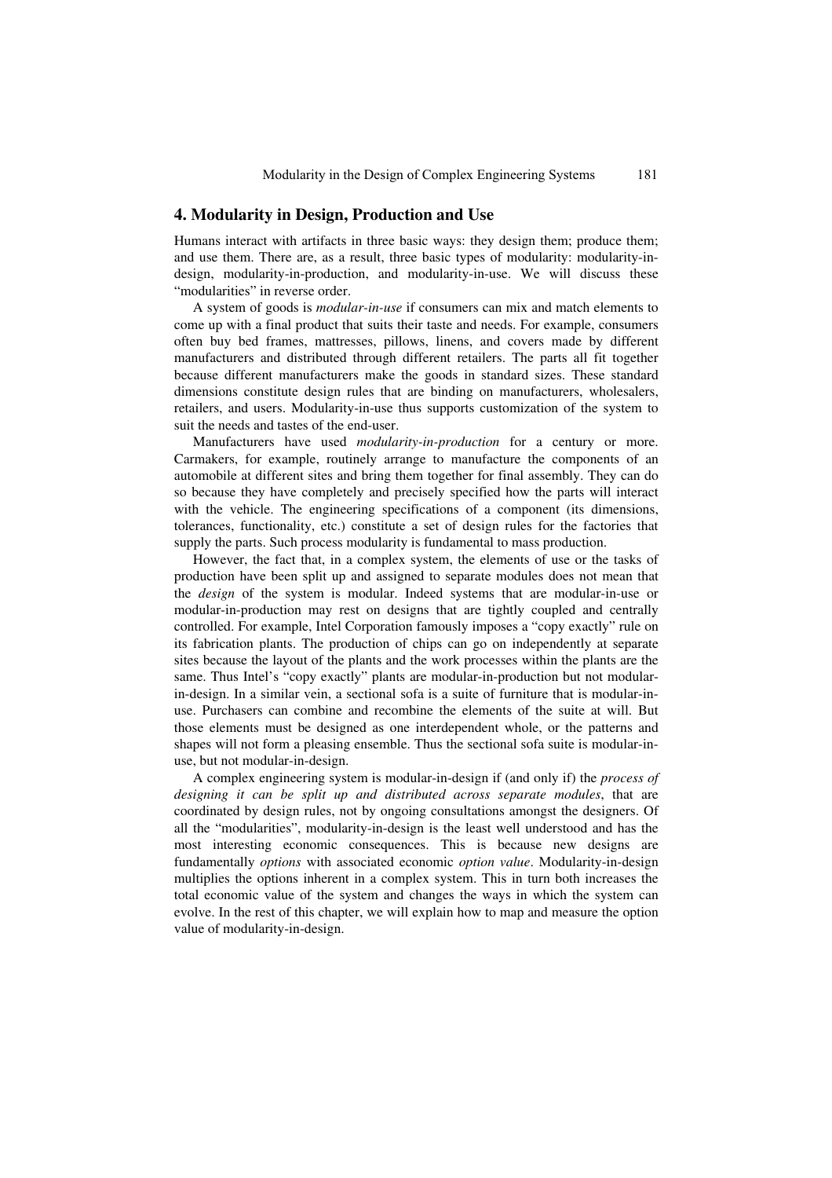## 4. Modularity in Design, Production and Use

Humans interact with artifacts in three basic ways: they design them; produce them; and use them. There are, as a result, three basic types of modularity: modularity-in-design, modularity-in-production, and modularity-in-use. We will discuss these "modularities" in reverse order.

A system of goods is *modular-in-use* if consumers can mix and match elements to come up with a final product that suits their taste and needs. For example, consumers often buy bed frames, mattresses, pillows, linens, and covers made by different manufacturers and distributed through different retailers. The parts all fit together because different manufacturers make the goods in standard sizes. These standard dimensions constitute design rules that are binding on manufacturers, wholesalers, retailers, and users. Modularity-in-use thus supports customization of the system to suit the needs and tastes of the end-user.

Manufacturers have used *modularity-in-production* for a century or more. Carmakers, for example, routinely arrange to manufacture the components of an automobile at different sites and bring them together for final assembly. They can do so because they have completely and precisely specified how the parts will interact with the vehicle. The engineering specifications of a component (its dimensions, tolerances, functionality, etc.) constitute a set of design rules for the factories that supply the parts. Such process modularity is fundamental to mass production.

However, the fact that, in a complex system, the elements of use or the tasks of production have been split up and assigned to separate modules does not mean that the *design* of the system is modular. Indeed systems that are modular-in-use or modular-in-production may rest on designs that are tightly coupled and centrally controlled. For example, Intel Corporation famously imposes a "copy exactly" rule on its fabrication plants. The production of chips can go on independently at separate sites because the layout of the plants and the work processes within the plants are the same. Thus Intel's "copy exactly" plants are modular-in-production but not modular-in-design. In a similar vein, a sectional sofa is a suite of furniture that is modular-in-use. Purchasers can combine and recombine the elements of the suite at will. But those elements must be designed as one interdependent whole, or the patterns and shapes will not form a pleasing ensemble. Thus the sectional sofa suite is modular-in-use, but not modular-in-design.

A complex engineering system is modular-in-design if (and only if) the *process of designing it can be split up and distributed across separate modules*, that are coordinated by design rules, not by ongoing consultations amongst the designers. Of all the "modularities", modularity-in-design is the least well understood and has the most interesting economic consequences. This is because new designs are fundamentally *options* with associated economic *option value*. Modularity-in-design multiplies the options inherent in a complex system. This in turn both increases the total economic value of the system and changes the ways in which the system can evolve. In the rest of this chapter, we will explain how to map and measure the option value of modularity-in-design.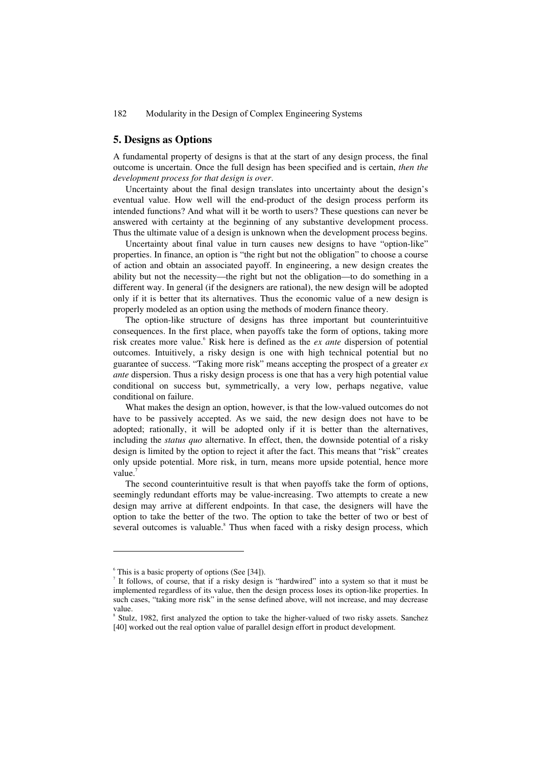## 5. Designs as Options

A fundamental property of designs is that at the start of any design process, the final outcome is uncertain. Once the full design has been specified and is certain, *then the development process for that design is over*.

Uncertainty about the final design translates into uncertainty about the design's eventual value. How well will the end-product of the design process perform its intended functions? And what will it be worth to users? These questions can never be answered with certainty at the beginning of any substantive development process. Thus the ultimate value of a design is unknown when the development process begins.

Uncertainty about final value in turn causes new designs to have "option-like" properties. In finance, an option is "the right but not the obligation" to choose a course of action and obtain an associated payoff. In engineering, a new design creates the ability but not the necessity—the right but not the obligation—to do something in a different way. In general (if the designers are rational), the new design will be adopted only if it is better that its alternatives. Thus the economic value of a new design is properly modeled as an option using the methods of modern finance theory.

The option-like structure of designs has three important but counterintuitive consequences. In the first place, when payoffs take the form of options, taking more risk creates more value.[6] Risk here is defined as the *ex ante* dispersion of potential outcomes. Intuitively, a risky design is one with high technical potential but no guarantee of success. "Taking more risk" means accepting the prospect of a greater *ex ante* dispersion. Thus a risky design process is one that has a very high potential value conditional on success but, symmetrically, a very low, perhaps negative, value conditional on failure.

What makes the design an option, however, is that the low-valued outcomes do not have to be passively accepted. As we said, the new design does not have to be adopted; rationally, it will be adopted only if it is better than the alternatives, including the *status quo* alternative. In effect, then, the downside potential of a risky design is limited by the option to reject it after the fact. This means that "risk" creates only upside potential. More risk, in turn, means more upside potential, hence more value.[7]

The second counterintuitive result is that when payoffs take the form of options, seemingly redundant efforts may be value-increasing. Two attempts to create a new design may arrive at different endpoints. In that case, the designers will have the option to take the better of the two. The option to take the better of two or best of several outcomes is valuable.[8] Thus when faced with a risky design process, which

---

[6] This is a basic property of options (See [34]).

[7] It follows, of course, that if a risky design is "hardwired" into a system so that it must be implemented regardless of its value, then the design process loses its option-like properties. In such cases, "taking more risk" in the sense defined above, will not increase, and may decrease value.

[8] Stulz, 1982, first analyzed the option to take the higher-valued of two risky assets. Sanchez [40] worked out the real option value of parallel design effort in product development.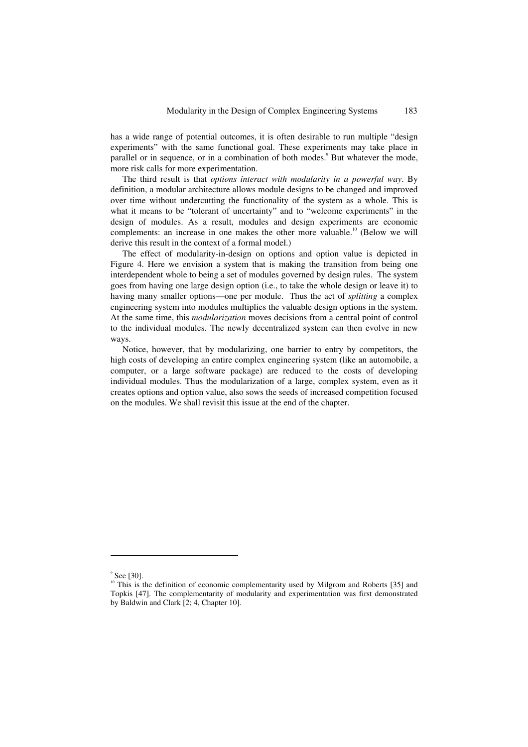has a wide range of potential outcomes, it is often desirable to run multiple "design experiments" with the same functional goal. These experiments may take place in parallel or in sequence, or in a combination of both modes.[9] But whatever the mode, more risk calls for more experimentation.

The third result is that *options interact with modularity in a powerful way*. By definition, a modular architecture allows module designs to be changed and improved over time without undercutting the functionality of the system as a whole. This is what it means to be "tolerant of uncertainty" and to "welcome experiments" in the design of modules. As a result, modules and design experiments are economic complements: an increase in one makes the other more valuable.[10] (Below we will derive this result in the context of a formal model.)

The effect of modularity-in-design on options and option value is depicted in Figure 4. Here we envision a system that is making the transition from being one interdependent whole to being a set of modules governed by design rules. The system goes from having one large design option (i.e., to take the whole design or leave it) to having many smaller options—one per module. Thus the act of *splitting* a complex engineering system into modules multiplies the valuable design options in the system. At the same time, this *modularization* moves decisions from a central point of control to the individual modules. The newly decentralized system can then evolve in new ways.

Notice, however, that by modularizing, one barrier to entry by competitors, the high costs of developing an entire complex engineering system (like an automobile, a computer, or a large software package) are reduced to the costs of developing individual modules. Thus the modularization of a large, complex system, even as it creates options and option value, also sows the seeds of increased competition focused on the modules. We shall revisit this issue at the end of the chapter.

---

[9] See [30].

[10] This is the definition of economic complementarity used by Milgrom and Roberts [35] and Topkis [47]. The complementarity of modularity and experimentation was first demonstrated by Baldwin and Clark [2; 4, Chapter 10].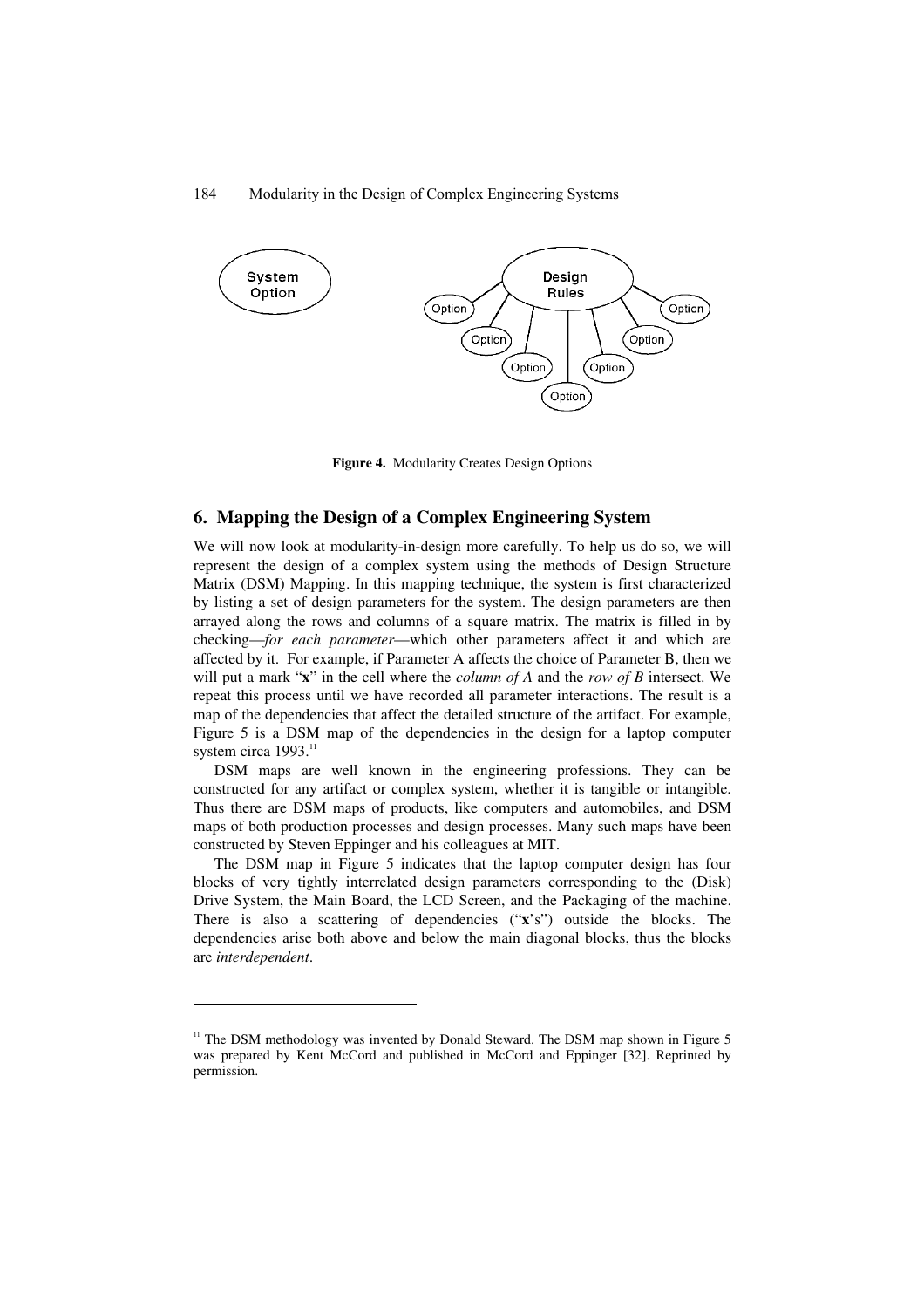**Figure 4.** Modularity Creates Design Options

## 6. Mapping the Design of a Complex Engineering System

We will now look at modularity-in-design more carefully. To help us do so, we will represent the design of a complex system using the methods of Design Structure Matrix (DSM) Mapping. In this mapping technique, the system is first characterized by listing a set of design parameters for the system. The design parameters are then arrayed along the rows and columns of a square matrix. The matrix is filled in by checking—*for each parameter*—which other parameters affect it and which are affected by it. For example, if Parameter A affects the choice of Parameter B, then we will put a mark "**x**" in the cell where the *column of A* and the *row of B* intersect. We repeat this process until we have recorded all parameter interactions. The result is a map of the dependencies that affect the detailed structure of the artifact. For example, Figure 5 is a DSM map of the dependencies in the design for a laptop computer system circa 1993.[11]

DSM maps are well known in the engineering professions. They can be constructed for any artifact or complex system, whether it is tangible or intangible. Thus there are DSM maps of products, like computers and automobiles, and DSM maps of both production processes and design processes. Many such maps have been constructed by Steven Eppinger and his colleagues at MIT.

The DSM map in Figure 5 indicates that the laptop computer design has four blocks of very tightly interrelated design parameters corresponding to the (Disk) Drive System, the Main Board, the LCD Screen, and the Packaging of the machine. There is also a scattering of dependencies ("**x**'s") outside the blocks. The dependencies arise both above and below the main diagonal blocks, thus the blocks are *interdependent*.

[11] The DSM methodology was invented by Donald Steward. The DSM map shown in Figure 5 was prepared by Kent McCord and published in McCord and Eppinger [32]. Reprinted by permission.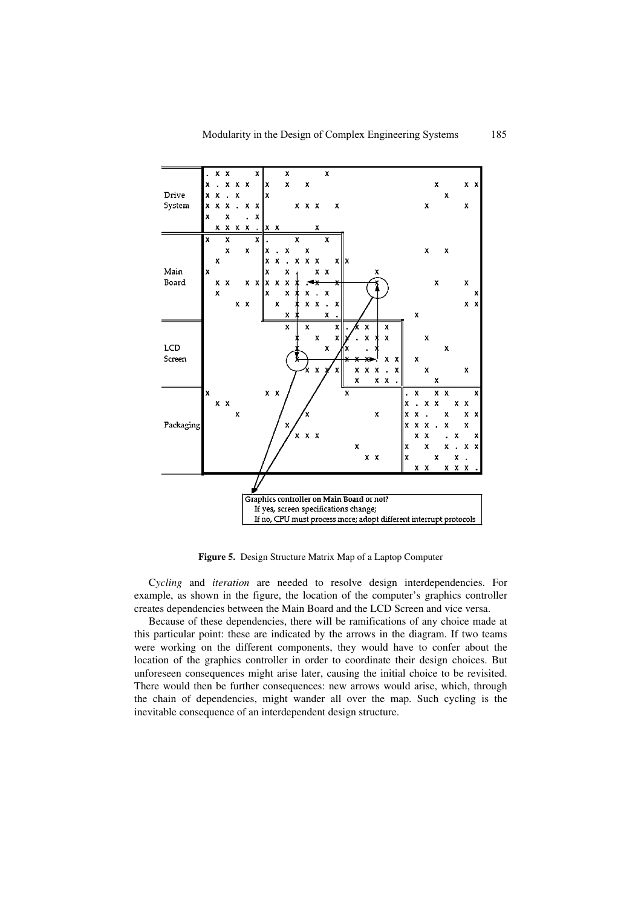Drive System

Main Board

LCD Screen

Packaging

Graphics controller on Main Board or not?
If yes, screen specifications change;
If no, CPU must process more; adopt different interrupt protocols

**Figure 5.** Design Structure Matrix Map of a Laptop Computer

C*ycling* and *iteration* are needed to resolve design interdependencies. For example, as shown in the figure, the location of the computer's graphics controller creates dependencies between the Main Board and the LCD Screen and vice versa.

Because of these dependencies, there will be ramifications of any choice made at this particular point: these are indicated by the arrows in the diagram. If two teams were working on the different components, they would have to confer about the location of the graphics controller in order to coordinate their design choices. But unforeseen consequences might arise later, causing the initial choice to be revisited. There would then be further consequences: new arrows would arise, which, through the chain of dependencies, might wander all over the map. Such cycling is the inevitable consequence of an interdependent design structure.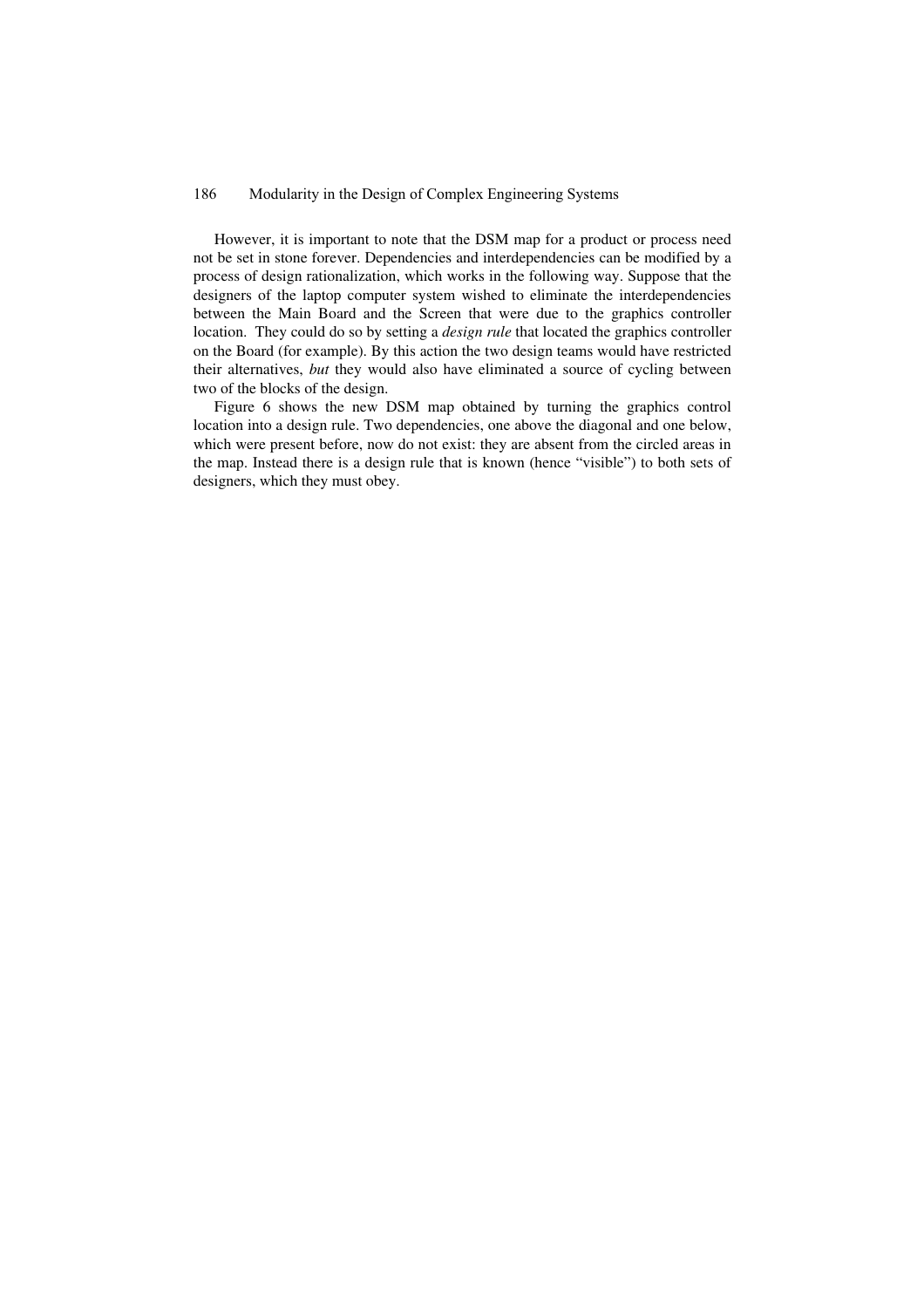However, it is important to note that the DSM map for a product or process need not be set in stone forever. Dependencies and interdependencies can be modified by a process of design rationalization, which works in the following way. Suppose that the designers of the laptop computer system wished to eliminate the interdependencies between the Main Board and the Screen that were due to the graphics controller location. They could do so by setting a *design rule* that located the graphics controller on the Board (for example). By this action the two design teams would have restricted their alternatives, *but* they would also have eliminated a source of cycling between two of the blocks of the design.

Figure 6 shows the new DSM map obtained by turning the graphics control location into a design rule. Two dependencies, one above the diagonal and one below, which were present before, now do not exist: they are absent from the circled areas in the map. Instead there is a design rule that is known (hence "visible") to both sets of designers, which they must obey.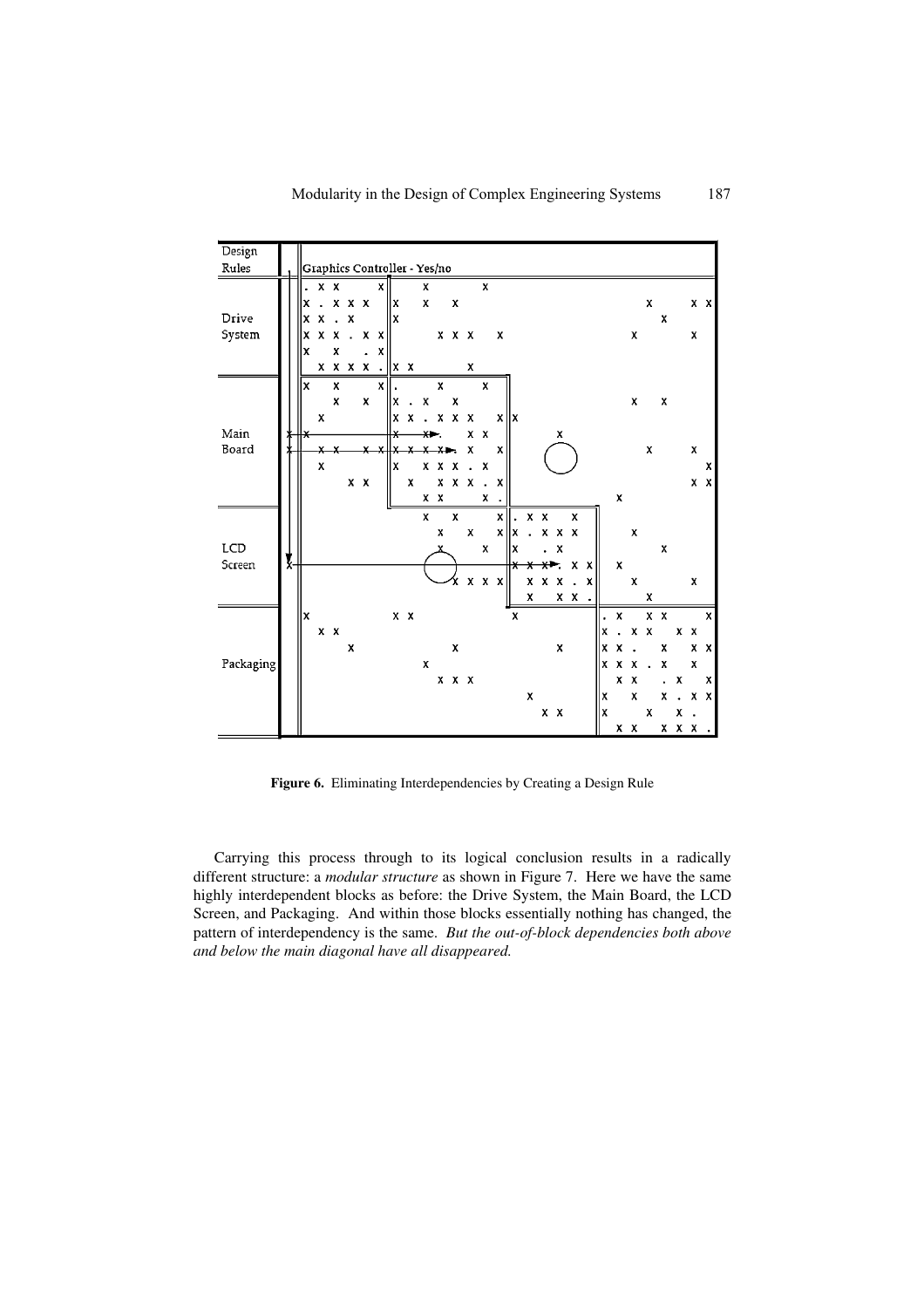**Figure 6.** Eliminating Interdependencies by Creating a Design Rule

Carrying this process through to its logical conclusion results in a radically different structure: a *modular structure* as shown in Figure 7. Here we have the same highly interdependent blocks as before: the Drive System, the Main Board, the LCD Screen, and Packaging. And within those blocks essentially nothing has changed, the pattern of interdependency is the same. *But the out-of-block dependencies both above and below the main diagonal have all disappeared.*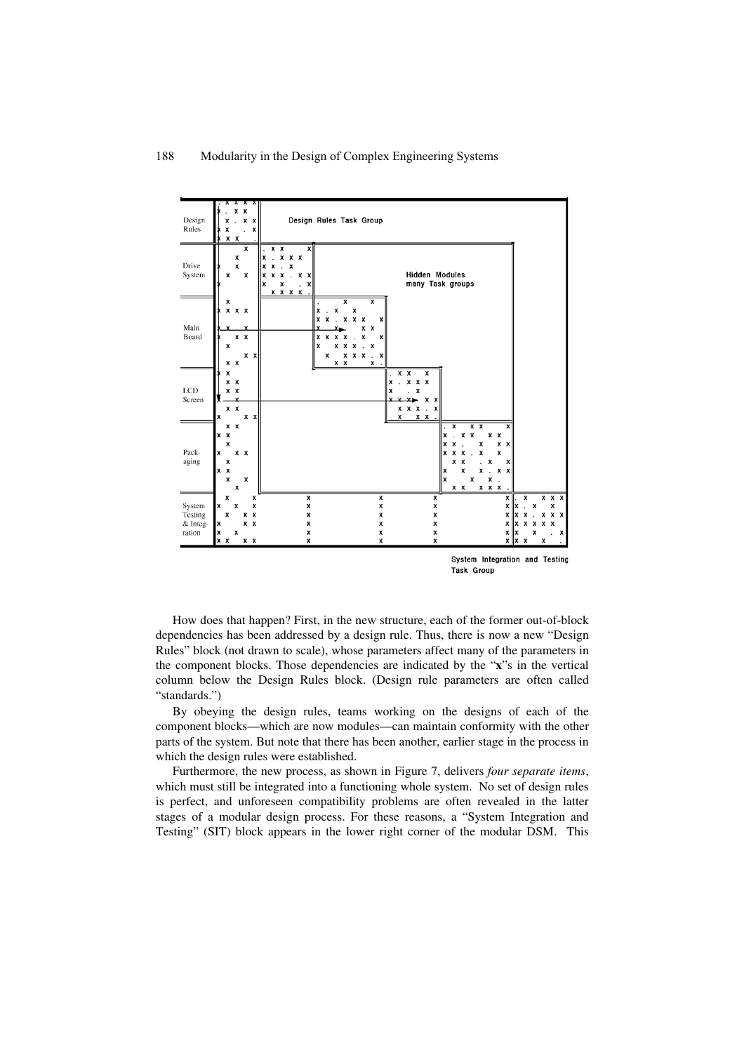How does that happen? First, in the new structure, each of the former out-of-block dependencies has been addressed by a design rule. Thus, there is now a new "Design Rules" block (not drawn to scale), whose parameters affect many of the parameters in the component blocks. Those dependencies are indicated by the "**x**"s in the vertical column below the Design Rules block. (Design rule parameters are often called "standards.")

By obeying the design rules, teams working on the designs of each of the component blocks—which are now modules—can maintain conformity with the other parts of the system. But note that there has been another, earlier stage in the process in which the design rules were established.

Furthermore, the new process, as shown in Figure 7, delivers *four separate items*, which must still be integrated into a functioning whole system. No set of design rules is perfect, and unforeseen compatibility problems are often revealed in the latter stages of a modular design process. For these reasons, a "System Integration and Testing" (SIT) block appears in the lower right corner of the modular DSM. This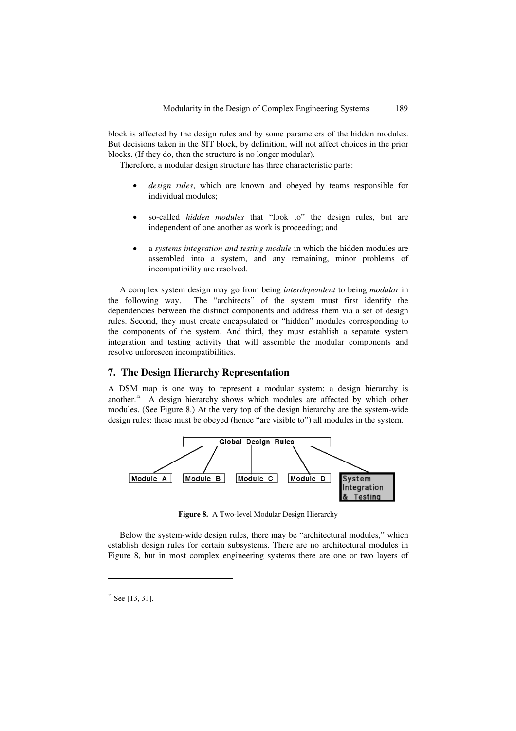block is affected by the design rules and by some parameters of the hidden modules. But decisions taken in the SIT block, by definition, will not affect choices in the prior blocks. (If they do, then the structure is no longer modular).

Therefore, a modular design structure has three characteristic parts:

- *design rules*, which are known and obeyed by teams responsible for individual modules;
- so-called *hidden modules* that "look to" the design rules, but are independent of one another as work is proceeding; and
- a *systems integration and testing module* in which the hidden modules are assembled into a system, and any remaining, minor problems of incompatibility are resolved.

A complex system design may go from being *interdependent* to being *modular* in the following way. The "architects" of the system must first identify the dependencies between the distinct components and address them via a set of design rules. Second, they must create encapsulated or "hidden" modules corresponding to the components of the system. And third, they must establish a separate system integration and testing activity that will assemble the modular components and resolve unforeseen incompatibilities.

## 7. The Design Hierarchy Representation

A DSM map is one way to represent a modular system: a design hierarchy is another.[12] A design hierarchy shows which modules are affected by which other modules. (See Figure 8.) At the very top of the design hierarchy are the system-wide design rules: these must be obeyed (hence "are visible to") all modules in the system.

Global Design Rules

Module A | Module B | Module C | Module D | System Integration & Testing

**Figure 8.** A Two-level Modular Design Hierarchy

Below the system-wide design rules, there may be "architectural modules," which establish design rules for certain subsystems. There are no architectural modules in Figure 8, but in most complex engineering systems there are one or two layers of

[12] See [13, 31].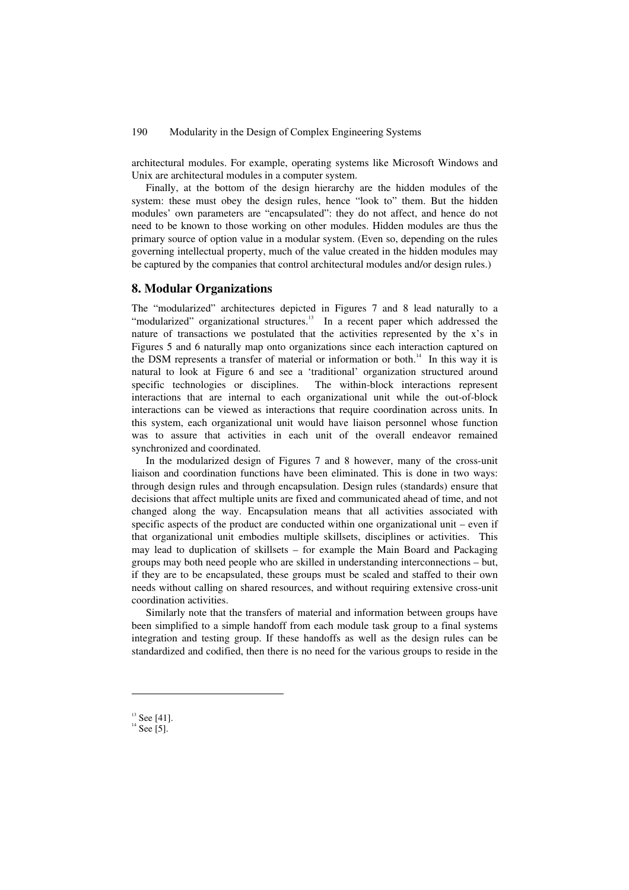architectural modules. For example, operating systems like Microsoft Windows and Unix are architectural modules in a computer system.

Finally, at the bottom of the design hierarchy are the hidden modules of the system: these must obey the design rules, hence "look to" them. But the hidden modules' own parameters are "encapsulated": they do not affect, and hence do not need to be known to those working on other modules. Hidden modules are thus the primary source of option value in a modular system. (Even so, depending on the rules governing intellectual property, much of the value created in the hidden modules may be captured by the companies that control architectural modules and/or design rules.)

## 8. Modular Organizations

The "modularized" architectures depicted in Figures 7 and 8 lead naturally to a "modularized" organizational structures.[13] In a recent paper which addressed the nature of transactions we postulated that the activities represented by the x's in Figures 5 and 6 naturally map onto organizations since each interaction captured on the DSM represents a transfer of material or information or both.[14] In this way it is natural to look at Figure 6 and see a 'traditional' organization structured around specific technologies or disciplines. The within-block interactions represent interactions that are internal to each organizational unit while the out-of-block interactions can be viewed as interactions that require coordination across units. In this system, each organizational unit would have liaison personnel whose function was to assure that activities in each unit of the overall endeavor remained synchronized and coordinated.

In the modularized design of Figures 7 and 8 however, many of the cross-unit liaison and coordination functions have been eliminated. This is done in two ways: through design rules and through encapsulation. Design rules (standards) ensure that decisions that affect multiple units are fixed and communicated ahead of time, and not changed along the way. Encapsulation means that all activities associated with specific aspects of the product are conducted within one organizational unit – even if that organizational unit embodies multiple skillsets, disciplines or activities. This may lead to duplication of skillsets – for example the Main Board and Packaging groups may both need people who are skilled in understanding interconnections – but, if they are to be encapsulated, these groups must be scaled and staffed to their own needs without calling on shared resources, and without requiring extensive cross-unit coordination activities.

Similarly note that the transfers of material and information between groups have been simplified to a simple handoff from each module task group to a final systems integration and testing group. If these handoffs as well as the design rules can be standardized and codified, then there is no need for the various groups to reside in the

---

[13] See [41].

[14] See [5].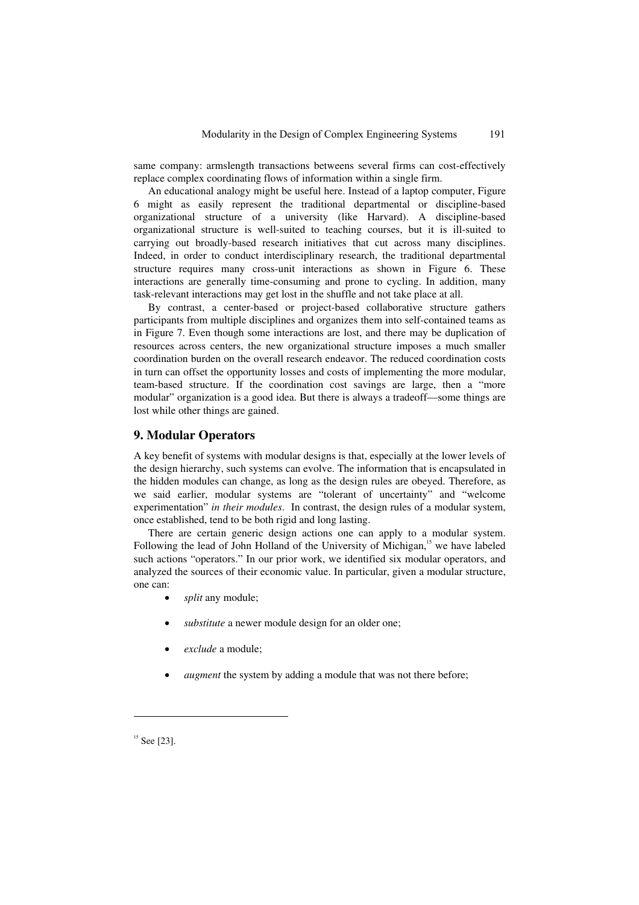same company: armslength transactions betweens several firms can cost-effectively replace complex coordinating flows of information within a single firm.

An educational analogy might be useful here. Instead of a laptop computer, Figure 6 might as easily represent the traditional departmental or discipline-based organizational structure of a university (like Harvard). A discipline-based organizational structure is well-suited to teaching courses, but it is ill-suited to carrying out broadly-based research initiatives that cut across many disciplines. Indeed, in order to conduct interdisciplinary research, the traditional departmental structure requires many cross-unit interactions as shown in Figure 6. These interactions are generally time-consuming and prone to cycling. In addition, many task-relevant interactions may get lost in the shuffle and not take place at all.

By contrast, a center-based or project-based collaborative structure gathers participants from multiple disciplines and organizes them into self-contained teams as in Figure 7. Even though some interactions are lost, and there may be duplication of resources across centers, the new organizational structure imposes a much smaller coordination burden on the overall research endeavor. The reduced coordination costs in turn can offset the opportunity losses and costs of implementing the more modular, team-based structure. If the coordination cost savings are large, then a "more modular" organization is a good idea. But there is always a tradeoff—some things are lost while other things are gained.

## 9. Modular Operators

A key benefit of systems with modular designs is that, especially at the lower levels of the design hierarchy, such systems can evolve. The information that is encapsulated in the hidden modules can change, as long as the design rules are obeyed. Therefore, as we said earlier, modular systems are "tolerant of uncertainty" and "welcome experimentation" *in their modules*. In contrast, the design rules of a modular system, once established, tend to be both rigid and long lasting.

There are certain generic design actions one can apply to a modular system. Following the lead of John Holland of the University of Michigan,[15] we have labeled such actions "operators." In our prior work, we identified six modular operators, and analyzed the sources of their economic value. In particular, given a modular structure, one can:

- *split* any module;
- *substitute* a newer module design for an older one;
- *exclude* a module;
- *augment* the system by adding a module that was not there before;

---

[15] See [23].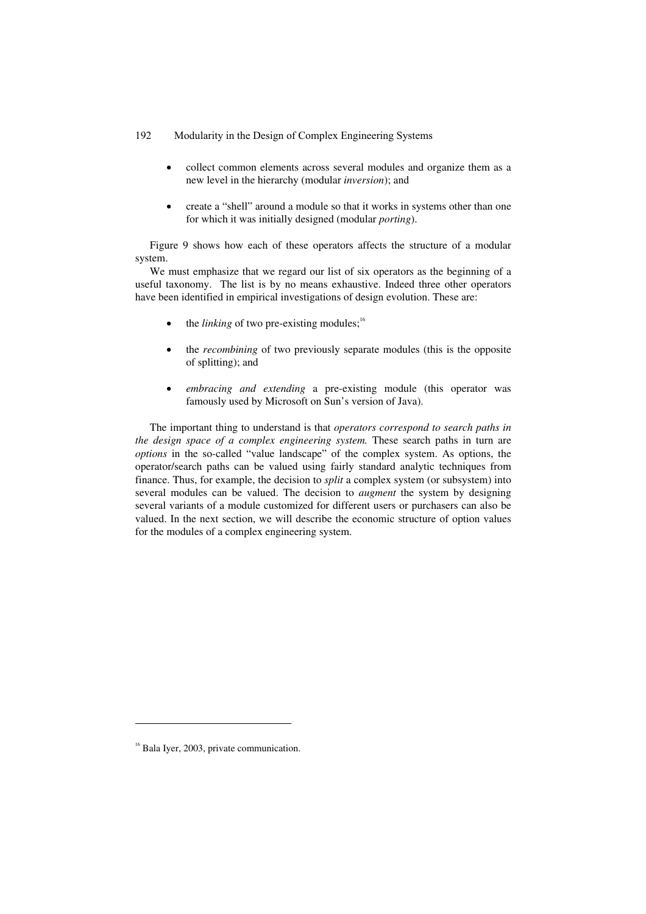- collect common elements across several modules and organize them as a new level in the hierarchy (modular *inversion*); and

- create a "shell" around a module so that it works in systems other than one for which it was initially designed (modular *porting*).

Figure 9 shows how each of these operators affects the structure of a modular system.

We must emphasize that we regard our list of six operators as the beginning of a useful taxonomy. The list is by no means exhaustive. Indeed three other operators have been identified in empirical investigations of design evolution. These are:

- the *linking* of two pre-existing modules;[16]

- the *recombining* of two previously separate modules (this is the opposite of splitting); and

- *embracing and extending* a pre-existing module (this operator was famously used by Microsoft on Sun's version of Java).

The important thing to understand is that *operators correspond to search paths in the design space of a complex engineering system.* These search paths in turn are *options* in the so-called "value landscape" of the complex system. As options, the operator/search paths can be valued using fairly standard analytic techniques from finance. Thus, for example, the decision to *split* a complex system (or subsystem) into several modules can be valued. The decision to *augment* the system by designing several variants of a module customized for different users or purchasers can also be valued. In the next section, we will describe the economic structure of option values for the modules of a complex engineering system.

---

[16] Bala Iyer, 2003, private communication.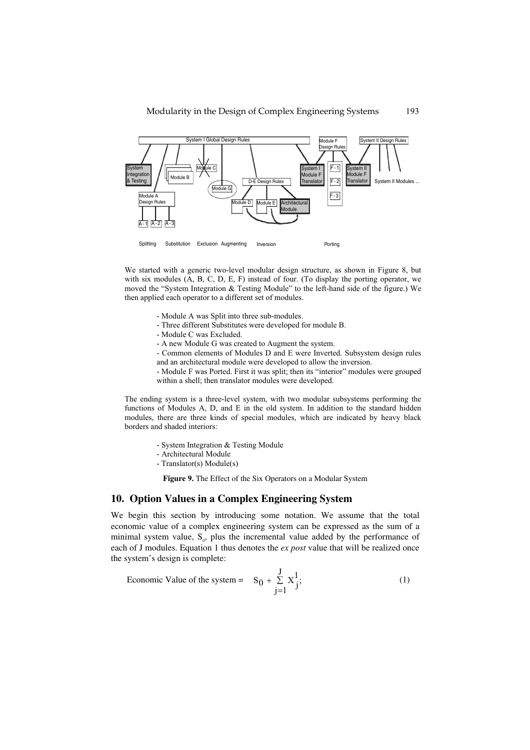We started with a generic two-level modular design structure, as shown in Figure 8, but with six modules (A, B, C, D, E, F) instead of four. (To display the porting operator, we moved the "System Integration & Testing Module" to the left-hand side of the figure.) We then applied each operator to a different set of modules.

- Module A was Split into three sub-modules.
- Three different Substitutes were developed for module B.
- Module C was Excluded.
- A new Module G was created to Augment the system.
- Common elements of Modules D and E were Inverted. Subsystem design rules and an architectural module were developed to allow the inversion.
- Module F was Ported. First it was split; then its "interior" modules were grouped within a shell; then translator modules were developed.

The ending system is a three-level system, with two modular subsystems performing the functions of Modules A, D, and E in the old system. In addition to the standard hidden modules, there are three kinds of special modules, which are indicated by heavy black borders and shaded interiors:

- System Integration & Testing Module
- Architectural Module
- Translator(s) Module(s)

**Figure 9.** The Effect of the Six Operators on a Modular System

## 10. Option Values in a Complex Engineering System

We begin this section by introducing some notation. We assume that the total economic value of a complex engineering system can be expressed as the sum of a minimal system value, $S_0$, plus the incremental value added by the performance of each of J modules. Equation 1 thus denotes the *ex post* value that will be realized once the system's design is complete:

$$\text{Economic Value of the system} = \quad S_0 + \sum_{j=1}^{J} X_j^1; \tag{1}$$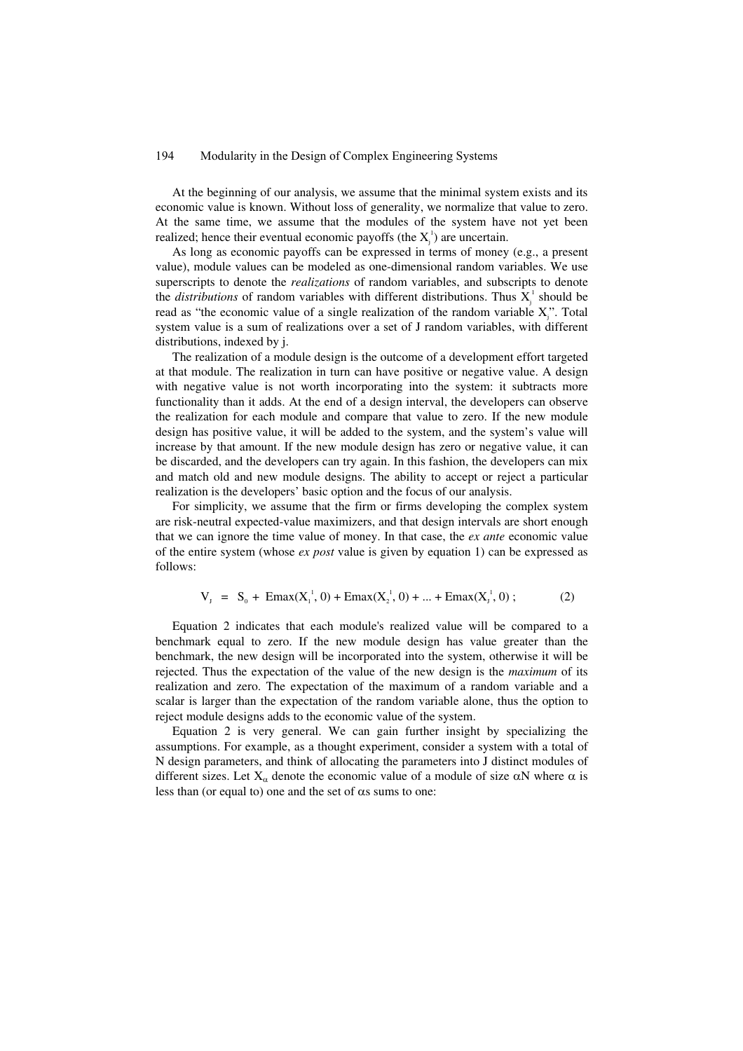At the beginning of our analysis, we assume that the minimal system exists and its economic value is known. Without loss of generality, we normalize that value to zero. At the same time, we assume that the modules of the system have not yet been realized; hence their eventual economic payoffs (the $X_j^1$) are uncertain.

As long as economic payoffs can be expressed in terms of money (e.g., a present value), module values can be modeled as one-dimensional random variables. We use superscripts to denote the *realizations* of random variables, and subscripts to denote the *distributions* of random variables with different distributions. Thus $X_j^1$ should be read as "the economic value of a single realization of the random variable $X_j$". Total system value is a sum of realizations over a set of J random variables, with different distributions, indexed by j.

The realization of a module design is the outcome of a development effort targeted at that module. The realization in turn can have positive or negative value. A design with negative value is not worth incorporating into the system: it subtracts more functionality than it adds. At the end of a design interval, the developers can observe the realization for each module and compare that value to zero. If the new module design has positive value, it will be added to the system, and the system's value will increase by that amount. If the new module design has zero or negative value, it can be discarded, and the developers can try again. In this fashion, the developers can mix and match old and new module designs. The ability to accept or reject a particular realization is the developers' basic option and the focus of our analysis.

For simplicity, we assume that the firm or firms developing the complex system are risk-neutral expected-value maximizers, and that design intervals are short enough that we can ignore the time value of money. In that case, the *ex ante* economic value of the entire system (whose *ex post* value is given by equation 1) can be expressed as follows:

$$V_J = S_0 + \text{Emax}(X_1^1, 0) + \text{Emax}(X_2^1, 0) + \ldots + \text{Emax}(X_J^1, 0) \; ; \qquad (2)$$

Equation 2 indicates that each module's realized value will be compared to a benchmark equal to zero. If the new module design has value greater than the benchmark, the new design will be incorporated into the system, otherwise it will be rejected. Thus the expectation of the value of the new design is the *maximum* of its realization and zero. The expectation of the maximum of a random variable and a scalar is larger than the expectation of the random variable alone, thus the option to reject module designs adds to the economic value of the system.

Equation 2 is very general. We can gain further insight by specializing the assumptions. For example, as a thought experiment, consider a system with a total of N design parameters, and think of allocating the parameters into J distinct modules of different sizes. Let $X_\alpha$ denote the economic value of a module of size $\alpha N$ where $\alpha$ is less than (or equal to) one and the set of $\alpha$s sums to one: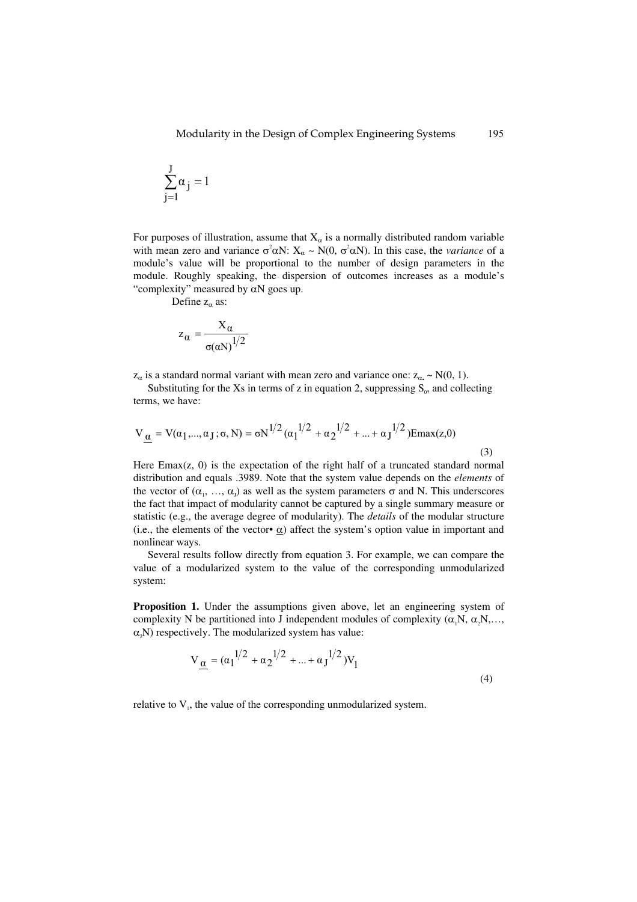$$\sum_{j=1}^{J} \alpha_j = 1$$

For purposes of illustration, assume that $X_\alpha$ is a normally distributed random variable with mean zero and variance $\sigma^2\alpha N$: $X_\alpha \sim N(0, \sigma^2\alpha N)$. In this case, the *variance* of a module's value will be proportional to the number of design parameters in the module. Roughly speaking, the dispersion of outcomes increases as a module's "complexity" measured by $\alpha N$ goes up.

Define $z_\alpha$ as:

$$z_\alpha = \frac{X_\alpha}{\sigma(\alpha N)^{1/2}}$$

$z_\alpha$ is a standard normal variant with mean zero and variance one: $z_\alpha \sim N(0, 1)$.

Substituting for the Xs in terms of z in equation 2, suppressing $S_0$, and collecting terms, we have:

$$V_{\underline{\alpha}} = V(\alpha_1, ..., \alpha_J; \sigma, N) = \sigma N^{1/2}(\alpha_1^{1/2} + \alpha_2^{1/2} + ... + \alpha_J^{1/2})\text{Emax}(z,0) \tag{3}$$

Here Emax(z, 0) is the expectation of the right half of a truncated standard normal distribution and equals .3989. Note that the system value depends on the *elements* of the vector of ($\alpha_1$, …, $\alpha_J$) as well as the system parameters $\sigma$ and N. This underscores the fact that impact of modularity cannot be captured by a single summary measure or statistic (e.g., the average degree of modularity). The *details* of the modular structure (i.e., the elements of the vector• $\underline{\alpha}$) affect the system's option value in important and nonlinear ways.

Several results follow directly from equation 3. For example, we can compare the value of a modularized system to the value of the corresponding unmodularized system:

**Proposition 1.** Under the assumptions given above, let an engineering system of complexity N be partitioned into J independent modules of complexity ($\alpha_1 N$, $\alpha_2 N$,…, $\alpha_J N$) respectively. The modularized system has value:

$$V_{\underline{\alpha}} = (\alpha_1^{1/2} + \alpha_2^{1/2} + ... + \alpha_J^{1/2})V_1 \tag{4}$$

relative to $V_1$, the value of the corresponding unmodularized system.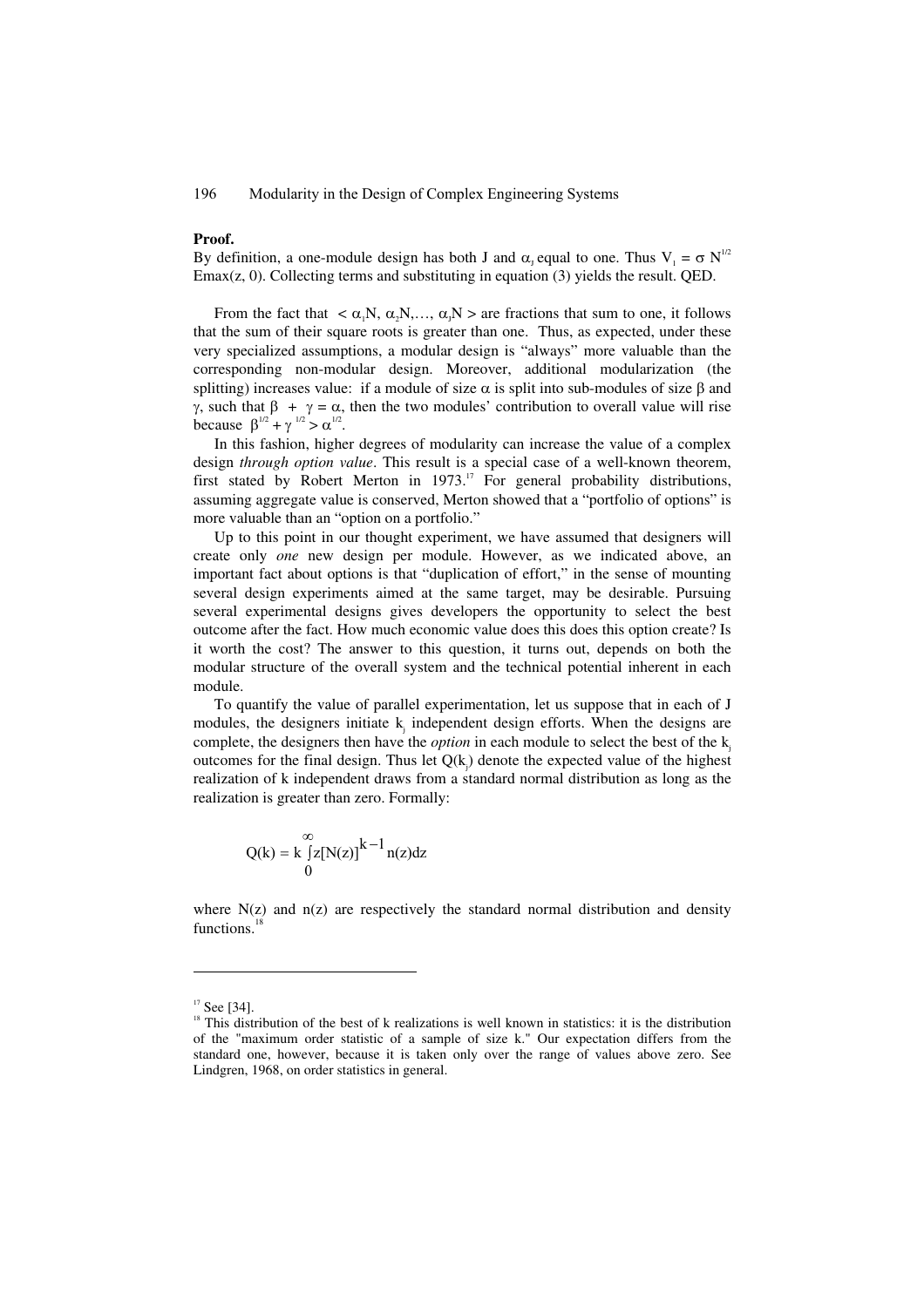**Proof.**

By definition, a one-module design has both J and $\alpha_J$ equal to one. Thus $V_1 = \sigma N^{1/2}$ Emax(z, 0). Collecting terms and substituting in equation (3) yields the result. QED.

From the fact that $< \alpha_1 N, \alpha_2 N, \ldots, \alpha_J N >$ are fractions that sum to one, it follows that the sum of their square roots is greater than one. Thus, as expected, under these very specialized assumptions, a modular design is "always" more valuable than the corresponding non-modular design. Moreover, additional modularization (the splitting) increases value: if a module of size $\alpha$ is split into sub-modules of size $\beta$ and $\gamma$, such that $\beta + \gamma = \alpha$, then the two modules' contribution to overall value will rise because $\beta^{1/2} + \gamma^{1/2} > \alpha^{1/2}$.

In this fashion, higher degrees of modularity can increase the value of a complex design *through option value*. This result is a special case of a well-known theorem, first stated by Robert Merton in 1973.[17] For general probability distributions, assuming aggregate value is conserved, Merton showed that a "portfolio of options" is more valuable than an "option on a portfolio."

Up to this point in our thought experiment, we have assumed that designers will create only *one* new design per module. However, as we indicated above, an important fact about options is that "duplication of effort," in the sense of mounting several design experiments aimed at the same target, may be desirable. Pursuing several experimental designs gives developers the opportunity to select the best outcome after the fact. How much economic value does this does this option create? Is it worth the cost? The answer to this question, it turns out, depends on both the modular structure of the overall system and the technical potential inherent in each module.

To quantify the value of parallel experimentation, let us suppose that in each of J modules, the designers initiate $k_j$ independent design efforts. When the designs are complete, the designers then have the *option* in each module to select the best of the $k_j$ outcomes for the final design. Thus let $Q(k_j)$ denote the expected value of the highest realization of k independent draws from a standard normal distribution as long as the realization is greater than zero. Formally:

$$Q(k) = k \int_0^\infty z[N(z)]^{k-1} n(z)dz$$

where N(z) and n(z) are respectively the standard normal distribution and density functions.[18]

---

[17] See [34].

[18] This distribution of the best of k realizations is well known in statistics: it is the distribution of the "maximum order statistic of a sample of size k." Our expectation differs from the standard one, however, because it is taken only over the range of values above zero. See Lindgren, 1968, on order statistics in general.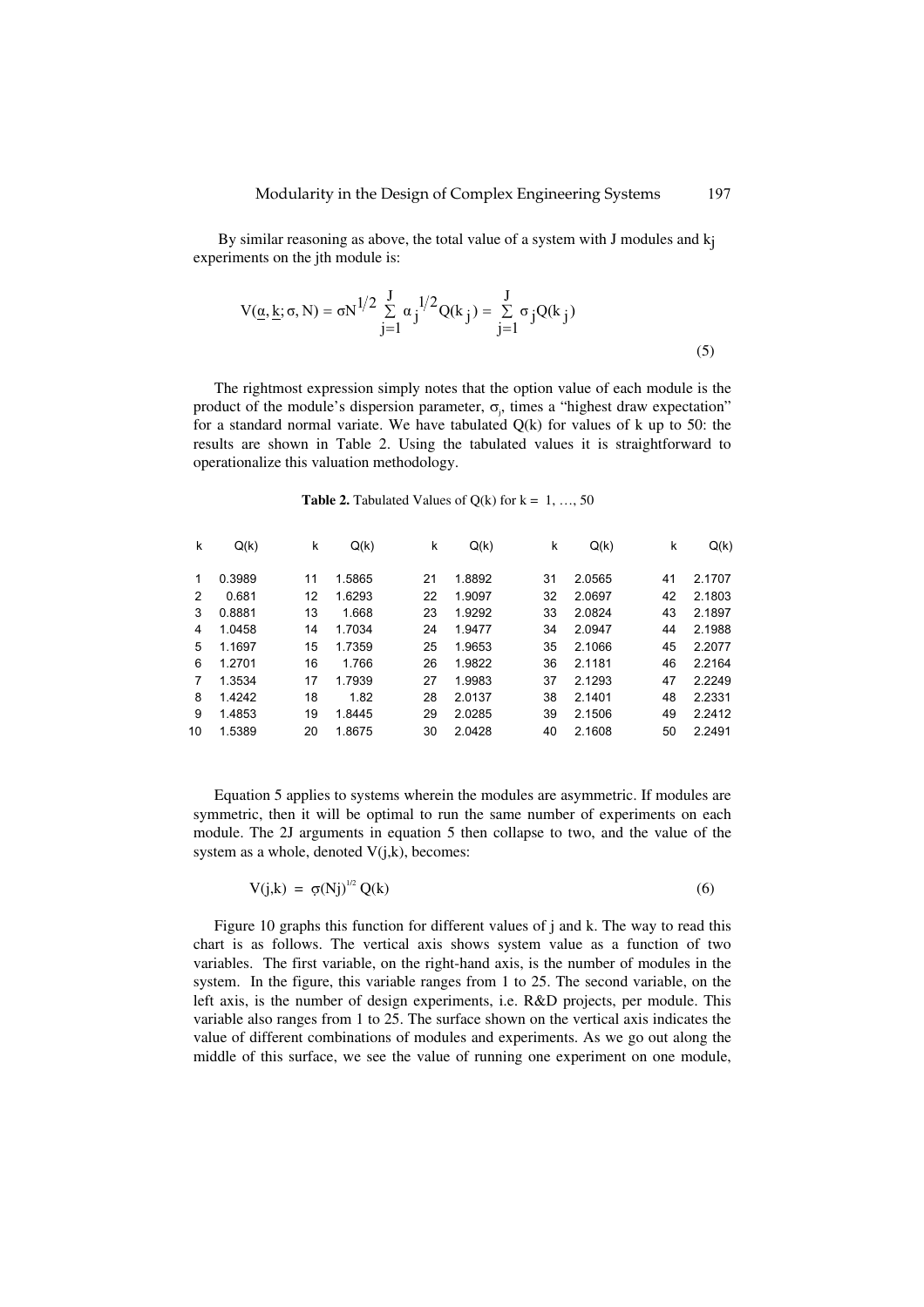By similar reasoning as above, the total value of a system with J modules and $k_j$ experiments on the jth module is:

$$V(\underline{\alpha}, \underline{k}; \sigma, N) = \sigma N^{1/2} \sum_{j=1}^{J} \alpha_j^{1/2} Q(k_j) = \sum_{j=1}^{J} \sigma_j Q(k_j) \tag{5}$$

The rightmost expression simply notes that the option value of each module is the product of the module's dispersion parameter, $\sigma_j$, times a "highest draw expectation" for a standard normal variate. We have tabulated Q(k) for values of k up to 50: the results are shown in Table 2. Using the tabulated values it is straightforward to operationalize this valuation methodology.

**Table 2.** Tabulated Values of Q(k) for k = 1, …, 50

| k | Q(k) | k | Q(k) | k | Q(k) | k | Q(k) | k | Q(k) |
|---|---|---|---|---|---|---|---|---|---|
| 1 | 0.3989 | 11 | 1.5865 | 21 | 1.8892 | 31 | 2.0565 | 41 | 2.1707 |
| 2 | 0.681 | 12 | 1.6293 | 22 | 1.9097 | 32 | 2.0697 | 42 | 2.1803 |
| 3 | 0.8881 | 13 | 1.668 | 23 | 1.9292 | 33 | 2.0824 | 43 | 2.1897 |
| 4 | 1.0458 | 14 | 1.7034 | 24 | 1.9477 | 34 | 2.0947 | 44 | 2.1988 |
| 5 | 1.1697 | 15 | 1.7359 | 25 | 1.9653 | 35 | 2.1066 | 45 | 2.2077 |
| 6 | 1.2701 | 16 | 1.766 | 26 | 1.9822 | 36 | 2.1181 | 46 | 2.2164 |
| 7 | 1.3534 | 17 | 1.7939 | 27 | 1.9983 | 37 | 2.1293 | 47 | 2.2249 |
| 8 | 1.4242 | 18 | 1.82 | 28 | 2.0137 | 38 | 2.1401 | 48 | 2.2331 |
| 9 | 1.4853 | 19 | 1.8445 | 29 | 2.0285 | 39 | 2.1506 | 49 | 2.2412 |
| 10 | 1.5389 | 20 | 1.8675 | 30 | 2.0428 | 40 | 2.1608 | 50 | 2.2491 |

Equation 5 applies to systems wherein the modules are asymmetric. If modules are symmetric, then it will be optimal to run the same number of experiments on each module. The 2J arguments in equation 5 then collapse to two, and the value of the system as a whole, denoted V(j,k), becomes:

$$V(j,k) = \sigma (Nj)^{1/2} Q(k) \tag{6}$$

Figure 10 graphs this function for different values of j and k. The way to read this chart is as follows. The vertical axis shows system value as a function of two variables. The first variable, on the right-hand axis, is the number of modules in the system. In the figure, this variable ranges from 1 to 25. The second variable, on the left axis, is the number of design experiments, i.e. R&D projects, per module. This variable also ranges from 1 to 25. The surface shown on the vertical axis indicates the value of different combinations of modules and experiments. As we go out along the middle of this surface, we see the value of running one experiment on one module,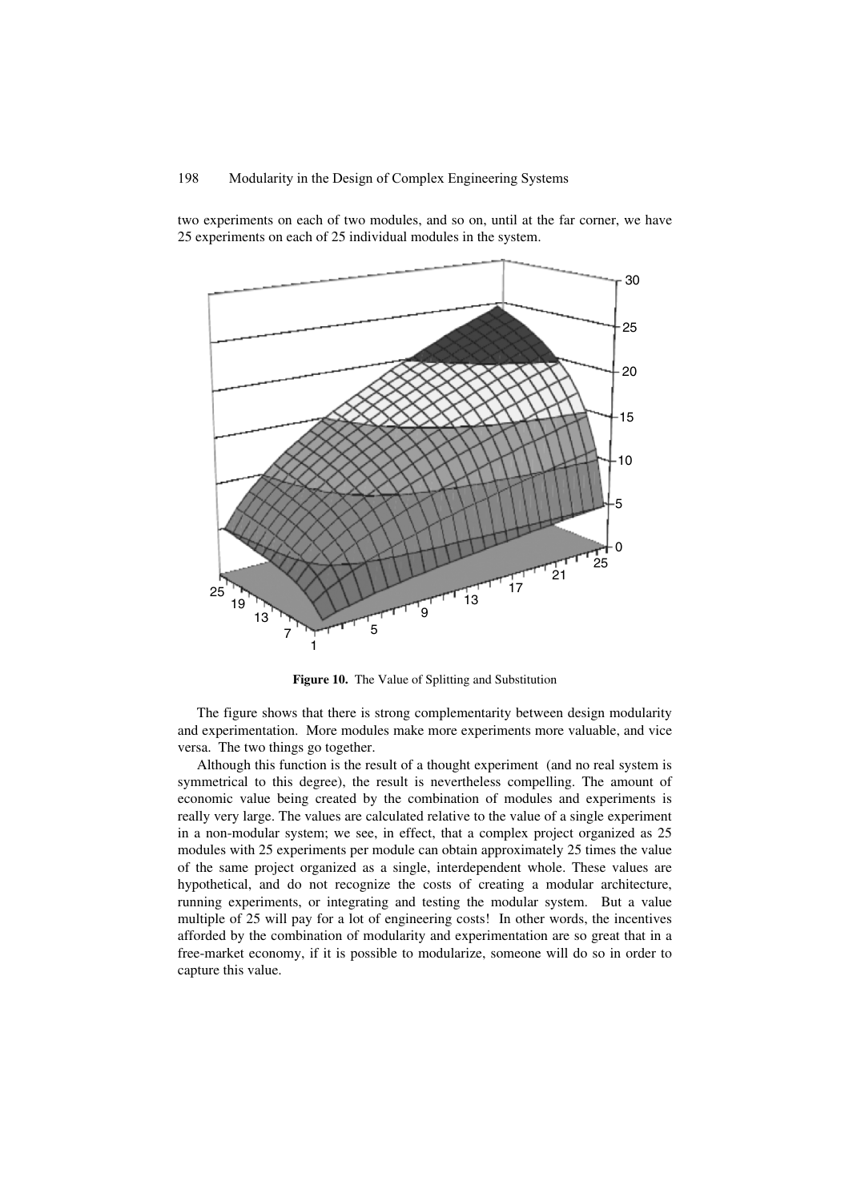two experiments on each of two modules, and so on, until at the far corner, we have 25 experiments on each of 25 individual modules in the system.

**Figure 10.** The Value of Splitting and Substitution

The figure shows that there is strong complementarity between design modularity and experimentation. More modules make more experiments more valuable, and vice versa. The two things go together.

Although this function is the result of a thought experiment (and no real system is symmetrical to this degree), the result is nevertheless compelling. The amount of economic value being created by the combination of modules and experiments is really very large. The values are calculated relative to the value of a single experiment in a non-modular system; we see, in effect, that a complex project organized as 25 modules with 25 experiments per module can obtain approximately 25 times the value of the same project organized as a single, interdependent whole. These values are hypothetical, and do not recognize the costs of creating a modular architecture, running experiments, or integrating and testing the modular system. But a value multiple of 25 will pay for a lot of engineering costs! In other words, the incentives afforded by the combination of modularity and experimentation are so great that in a free-market economy, if it is possible to modularize, someone will do so in order to capture this value.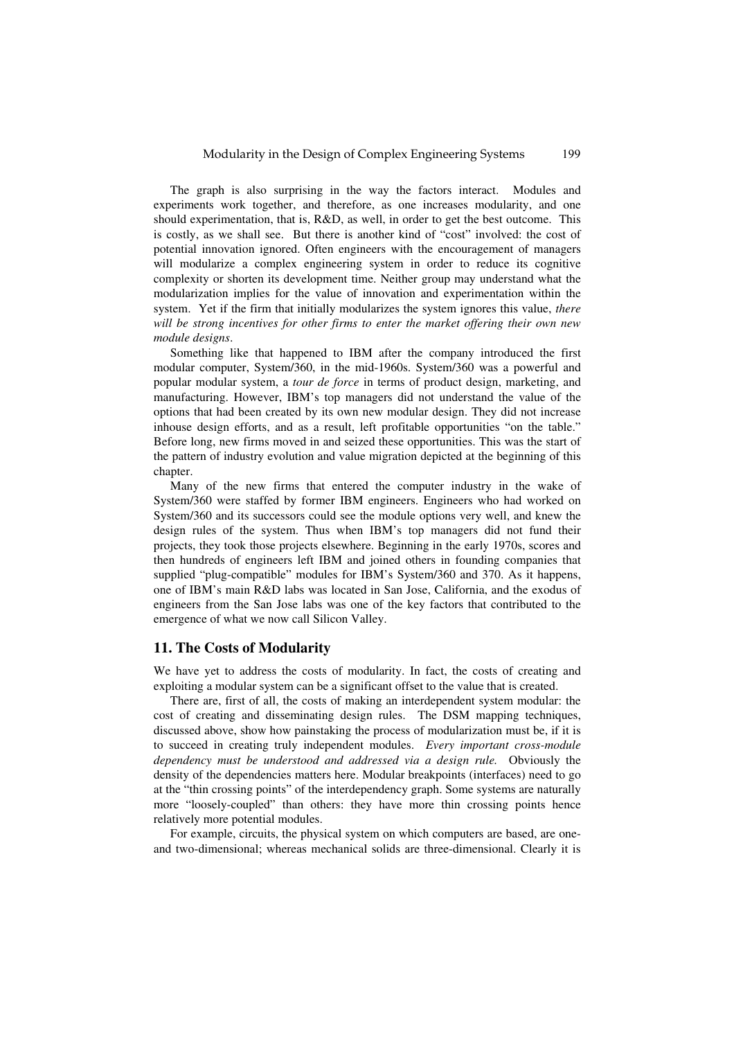The graph is also surprising in the way the factors interact. Modules and experiments work together, and therefore, as one increases modularity, and one should experimentation, that is, R&D, as well, in order to get the best outcome. This is costly, as we shall see. But there is another kind of "cost" involved: the cost of potential innovation ignored. Often engineers with the encouragement of managers will modularize a complex engineering system in order to reduce its cognitive complexity or shorten its development time. Neither group may understand what the modularization implies for the value of innovation and experimentation within the system. Yet if the firm that initially modularizes the system ignores this value, *there will be strong incentives for other firms to enter the market offering their own new module designs*.

Something like that happened to IBM after the company introduced the first modular computer, System/360, in the mid-1960s. System/360 was a powerful and popular modular system, a *tour de force* in terms of product design, marketing, and manufacturing. However, IBM's top managers did not understand the value of the options that had been created by its own new modular design. They did not increase inhouse design efforts, and as a result, left profitable opportunities "on the table." Before long, new firms moved in and seized these opportunities. This was the start of the pattern of industry evolution and value migration depicted at the beginning of this chapter.

Many of the new firms that entered the computer industry in the wake of System/360 were staffed by former IBM engineers. Engineers who had worked on System/360 and its successors could see the module options very well, and knew the design rules of the system. Thus when IBM's top managers did not fund their projects, they took those projects elsewhere. Beginning in the early 1970s, scores and then hundreds of engineers left IBM and joined others in founding companies that supplied "plug-compatible" modules for IBM's System/360 and 370. As it happens, one of IBM's main R&D labs was located in San Jose, California, and the exodus of engineers from the San Jose labs was one of the key factors that contributed to the emergence of what we now call Silicon Valley.

## 11. The Costs of Modularity

We have yet to address the costs of modularity. In fact, the costs of creating and exploiting a modular system can be a significant offset to the value that is created.

There are, first of all, the costs of making an interdependent system modular: the cost of creating and disseminating design rules. The DSM mapping techniques, discussed above, show how painstaking the process of modularization must be, if it is to succeed in creating truly independent modules. *Every important cross-module dependency must be understood and addressed via a design rule.* Obviously the density of the dependencies matters here. Modular breakpoints (interfaces) need to go at the "thin crossing points" of the interdependency graph. Some systems are naturally more "loosely-coupled" than others: they have more thin crossing points hence relatively more potential modules.

For example, circuits, the physical system on which computers are based, are one- and two-dimensional; whereas mechanical solids are three-dimensional. Clearly it is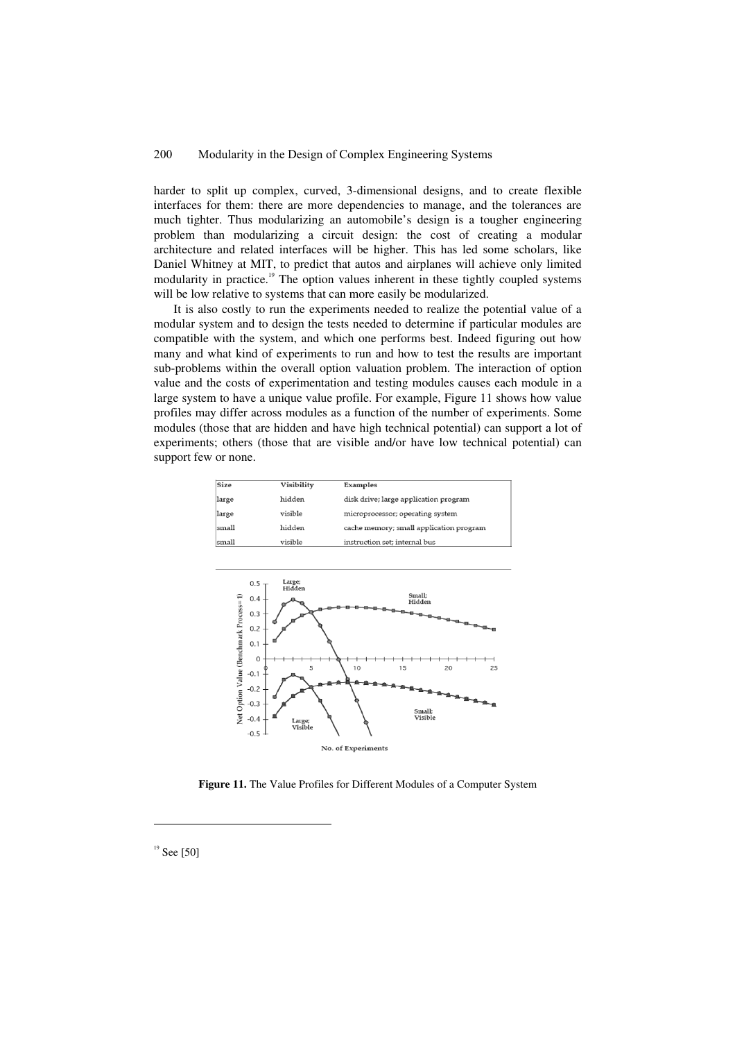harder to split up complex, curved, 3-dimensional designs, and to create flexible interfaces for them: there are more dependencies to manage, and the tolerances are much tighter. Thus modularizing an automobile's design is a tougher engineering problem than modularizing a circuit design: the cost of creating a modular architecture and related interfaces will be higher. This has led some scholars, like Daniel Whitney at MIT, to predict that autos and airplanes will achieve only limited modularity in practice.[19] The option values inherent in these tightly coupled systems will be low relative to systems that can more easily be modularized.

It is also costly to run the experiments needed to realize the potential value of a modular system and to design the tests needed to determine if particular modules are compatible with the system, and which one performs best. Indeed figuring out how many and what kind of experiments to run and how to test the results are important sub-problems within the overall option valuation problem. The interaction of option value and the costs of experimentation and testing modules causes each module in a large system to have a unique value profile. For example, Figure 11 shows how value profiles may differ across modules as a function of the number of experiments. Some modules (those that are hidden and have high technical potential) can support a lot of experiments; others (those that are visible and/or have low technical potential) can support few or none.

| Size | Visibility | Examples |
|---|---|---|
| large | hidden | disk drive; large application program |
| large | visible | microprocessor; operating system |
| small | hidden | cache memory; small application program |
| small | visible | instruction set; internal bus |

**Figure 11.** The Value Profiles for Different Modules of a Computer System

[19] See [50]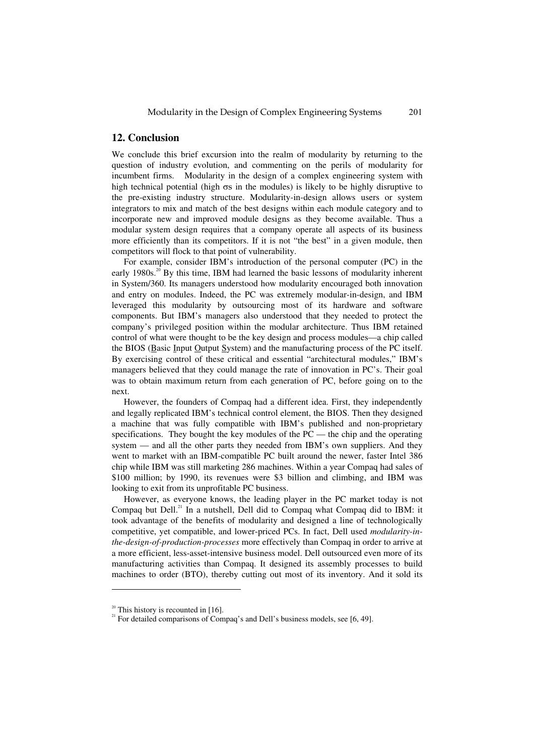## 12. Conclusion

We conclude this brief excursion into the realm of modularity by returning to the question of industry evolution, and commenting on the perils of modularity for incumbent firms. Modularity in the design of a complex engineering system with high technical potential (high $\sigma$s in the modules) is likely to be highly disruptive to the pre-existing industry structure. Modularity-in-design allows users or system integrators to mix and match of the best designs within each module category and to incorporate new and improved module designs as they become available. Thus a modular system design requires that a company operate all aspects of its business more efficiently than its competitors. If it is not "the best" in a given module, then competitors will flock to that point of vulnerability.

For example, consider IBM's introduction of the personal computer (PC) in the early 1980s.[20] By this time, IBM had learned the basic lessons of modularity inherent in System/360. Its managers understood how modularity encouraged both innovation and entry on modules. Indeed, the PC was extremely modular-in-design, and IBM leveraged this modularity by outsourcing most of its hardware and software components. But IBM's managers also understood that they needed to protect the company's privileged position within the modular architecture. Thus IBM retained control of what were thought to be the key design and process modules—a chip called the BIOS (Basic Input Output System) and the manufacturing process of the PC itself. By exercising control of these critical and essential "architectural modules," IBM's managers believed that they could manage the rate of innovation in PC's. Their goal was to obtain maximum return from each generation of PC, before going on to the next.

However, the founders of Compaq had a different idea. First, they independently and legally replicated IBM's technical control element, the BIOS. Then they designed a machine that was fully compatible with IBM's published and non-proprietary specifications. They bought the key modules of the PC — the chip and the operating system — and all the other parts they needed from IBM's own suppliers. And they went to market with an IBM-compatible PC built around the newer, faster Intel 386 chip while IBM was still marketing 286 machines. Within a year Compaq had sales of \$100 million; by 1990, its revenues were \$3 billion and climbing, and IBM was looking to exit from its unprofitable PC business.

However, as everyone knows, the leading player in the PC market today is not Compaq but Dell.[21] In a nutshell, Dell did to Compaq what Compaq did to IBM: it took advantage of the benefits of modularity and designed a line of technologically competitive, yet compatible, and lower-priced PCs. In fact, Dell used *modularity-in-the-design-of-production-processes* more effectively than Compaq in order to arrive at a more efficient, less-asset-intensive business model. Dell outsourced even more of its manufacturing activities than Compaq. It designed its assembly processes to build machines to order (BTO), thereby cutting out most of its inventory. And it sold its

---

[20] This history is recounted in [16].

[21] For detailed comparisons of Compaq's and Dell's business models, see [6, 49].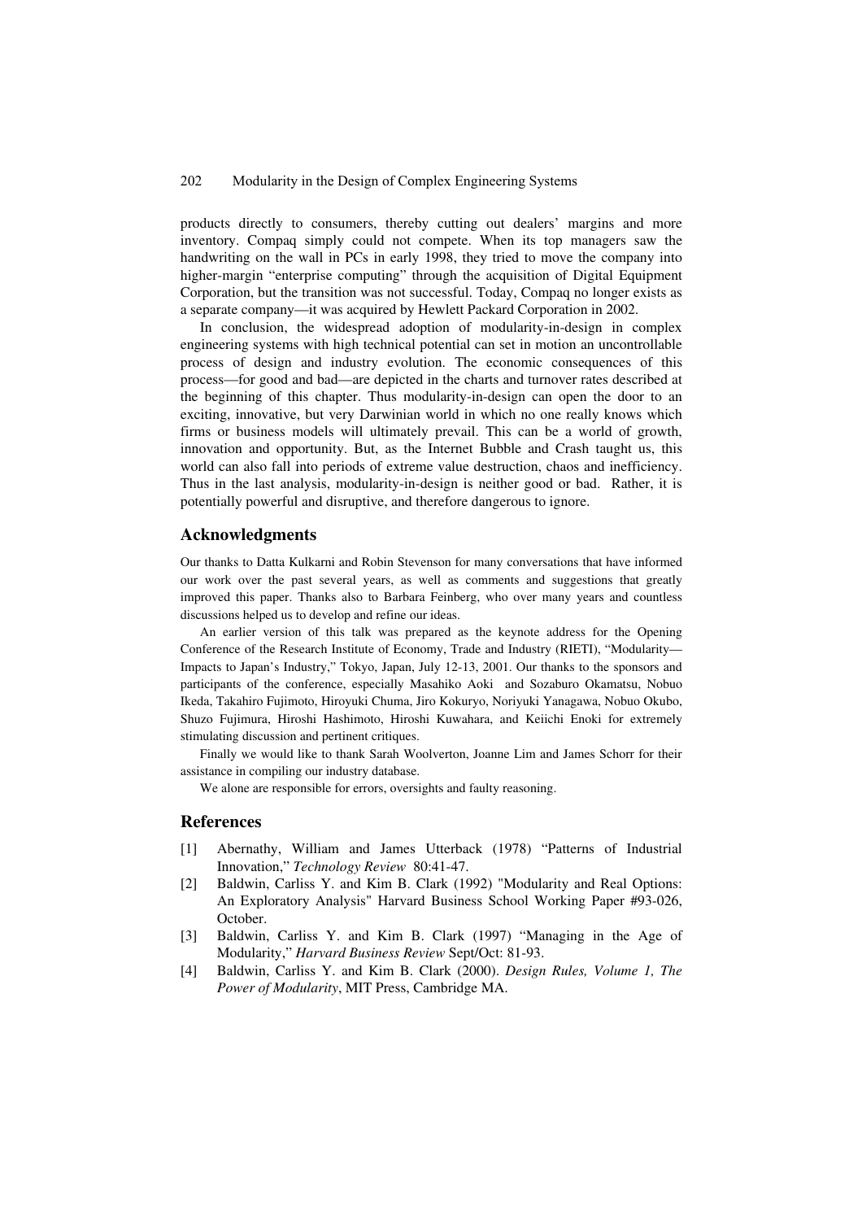products directly to consumers, thereby cutting out dealers' margins and more inventory. Compaq simply could not compete. When its top managers saw the handwriting on the wall in PCs in early 1998, they tried to move the company into higher-margin "enterprise computing" through the acquisition of Digital Equipment Corporation, but the transition was not successful. Today, Compaq no longer exists as a separate company—it was acquired by Hewlett Packard Corporation in 2002.

In conclusion, the widespread adoption of modularity-in-design in complex engineering systems with high technical potential can set in motion an uncontrollable process of design and industry evolution. The economic consequences of this process—for good and bad—are depicted in the charts and turnover rates described at the beginning of this chapter. Thus modularity-in-design can open the door to an exciting, innovative, but very Darwinian world in which no one really knows which firms or business models will ultimately prevail. This can be a world of growth, innovation and opportunity. But, as the Internet Bubble and Crash taught us, this world can also fall into periods of extreme value destruction, chaos and inefficiency. Thus in the last analysis, modularity-in-design is neither good or bad. Rather, it is potentially powerful and disruptive, and therefore dangerous to ignore.

## Acknowledgments

Our thanks to Datta Kulkarni and Robin Stevenson for many conversations that have informed our work over the past several years, as well as comments and suggestions that greatly improved this paper. Thanks also to Barbara Feinberg, who over many years and countless discussions helped us to develop and refine our ideas.

An earlier version of this talk was prepared as the keynote address for the Opening Conference of the Research Institute of Economy, Trade and Industry (RIETI), "Modularity—Impacts to Japan's Industry," Tokyo, Japan, July 12-13, 2001. Our thanks to the sponsors and participants of the conference, especially Masahiko Aoki and Sozaburo Okamatsu, Nobuo Ikeda, Takahiro Fujimoto, Hiroyuki Chuma, Jiro Kokuryo, Noriyuki Yanagawa, Nobuo Okubo, Shuzo Fujimura, Hiroshi Hashimoto, Hiroshi Kuwahara, and Keiichi Enoki for extremely stimulating discussion and pertinent critiques.

Finally we would like to thank Sarah Woolverton, Joanne Lim and James Schorr for their assistance in compiling our industry database.

We alone are responsible for errors, oversights and faulty reasoning.

## References

[1] Abernathy, William and James Utterback (1978) "Patterns of Industrial Innovation," *Technology Review* 80:41-47.

[2] Baldwin, Carliss Y. and Kim B. Clark (1992) "Modularity and Real Options: An Exploratory Analysis" Harvard Business School Working Paper #93-026, October.

[3] Baldwin, Carliss Y. and Kim B. Clark (1997) "Managing in the Age of Modularity," *Harvard Business Review* Sept/Oct: 81-93.

[4] Baldwin, Carliss Y. and Kim B. Clark (2000). *Design Rules, Volume 1, The Power of Modularity*, MIT Press, Cambridge MA.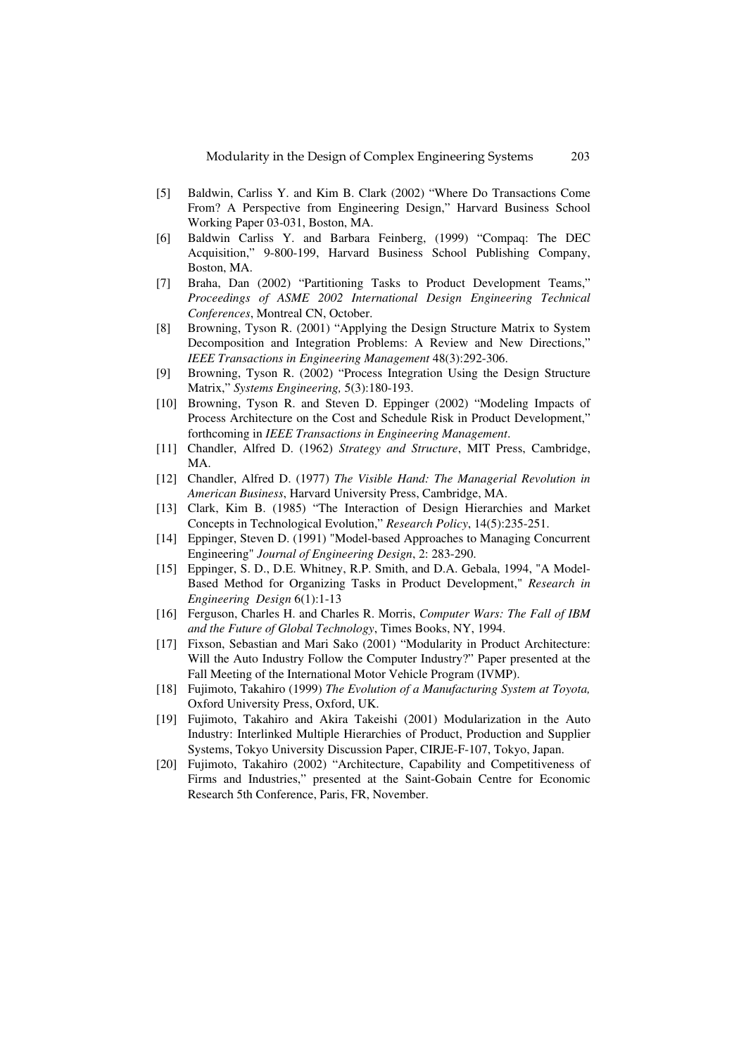[5] Baldwin, Carliss Y. and Kim B. Clark (2002) "Where Do Transactions Come From? A Perspective from Engineering Design," Harvard Business School Working Paper 03-031, Boston, MA.

[6] Baldwin Carliss Y. and Barbara Feinberg, (1999) "Compaq: The DEC Acquisition," 9-800-199, Harvard Business School Publishing Company, Boston, MA.

[7] Braha, Dan (2002) "Partitioning Tasks to Product Development Teams," *Proceedings of ASME 2002 International Design Engineering Technical Conferences*, Montreal CN, October.

[8] Browning, Tyson R. (2001) "Applying the Design Structure Matrix to System Decomposition and Integration Problems: A Review and New Directions," *IEEE Transactions in Engineering Management* 48(3):292-306.

[9] Browning, Tyson R. (2002) "Process Integration Using the Design Structure Matrix," *Systems Engineering,* 5(3):180-193.

[10] Browning, Tyson R. and Steven D. Eppinger (2002) "Modeling Impacts of Process Architecture on the Cost and Schedule Risk in Product Development," forthcoming in *IEEE Transactions in Engineering Management*.

[11] Chandler, Alfred D. (1962) *Strategy and Structure*, MIT Press, Cambridge, MA.

[12] Chandler, Alfred D. (1977) *The Visible Hand: The Managerial Revolution in American Business*, Harvard University Press, Cambridge, MA.

[13] Clark, Kim B. (1985) "The Interaction of Design Hierarchies and Market Concepts in Technological Evolution," *Research Policy*, 14(5):235-251.

[14] Eppinger, Steven D. (1991) "Model-based Approaches to Managing Concurrent Engineering" *Journal of Engineering Design*, 2: 283-290.

[15] Eppinger, S. D., D.E. Whitney, R.P. Smith, and D.A. Gebala, 1994, "A Model-Based Method for Organizing Tasks in Product Development," *Research in Engineering Design* 6(1):1-13

[16] Ferguson, Charles H. and Charles R. Morris, *Computer Wars: The Fall of IBM and the Future of Global Technology*, Times Books, NY, 1994.

[17] Fixson, Sebastian and Mari Sako (2001) "Modularity in Product Architecture: Will the Auto Industry Follow the Computer Industry?" Paper presented at the Fall Meeting of the International Motor Vehicle Program (IVMP).

[18] Fujimoto, Takahiro (1999) *The Evolution of a Manufacturing System at Toyota,* Oxford University Press, Oxford, UK.

[19] Fujimoto, Takahiro and Akira Takeishi (2001) Modularization in the Auto Industry: Interlinked Multiple Hierarchies of Product, Production and Supplier Systems, Tokyo University Discussion Paper, CIRJE-F-107, Tokyo, Japan.

[20] Fujimoto, Takahiro (2002) "Architecture, Capability and Competitiveness of Firms and Industries," presented at the Saint-Gobain Centre for Economic Research 5th Conference, Paris, FR, November.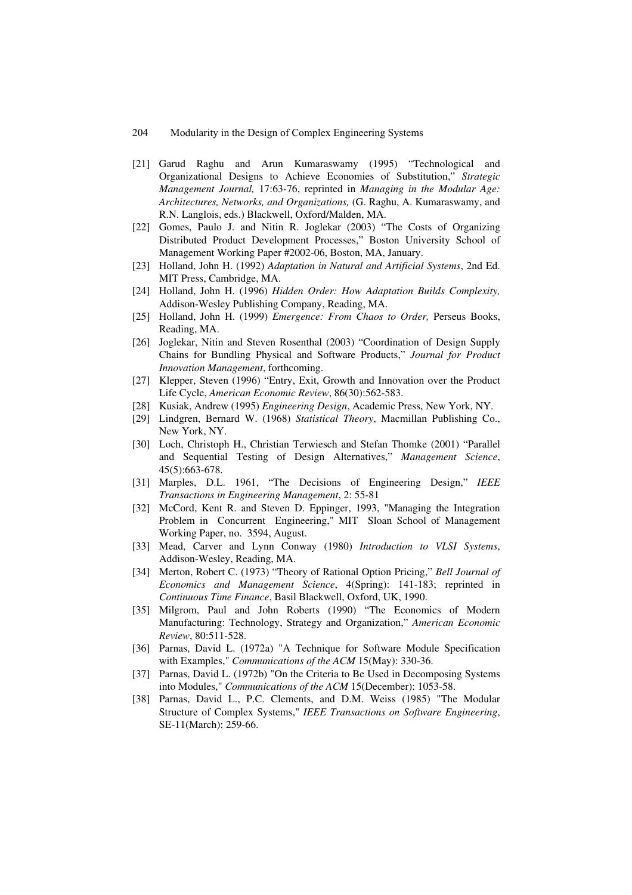[21] Garud Raghu and Arun Kumaraswamy (1995) "Technological and Organizational Designs to Achieve Economies of Substitution," *Strategic Management Journal,* 17:63-76, reprinted in *Managing in the Modular Age: Architectures, Networks, and Organizations,* (G. Raghu, A. Kumaraswamy, and R.N. Langlois, eds.) Blackwell, Oxford/Malden, MA.

[22] Gomes, Paulo J. and Nitin R. Joglekar (2003) "The Costs of Organizing Distributed Product Development Processes," Boston University School of Management Working Paper #2002-06, Boston, MA, January.

[23] Holland, John H. (1992) *Adaptation in Natural and Artificial Systems*, 2nd Ed. MIT Press, Cambridge, MA.

[24] Holland, John H. (1996) *Hidden Order: How Adaptation Builds Complexity,* Addison-Wesley Publishing Company, Reading, MA.

[25] Holland, John H. (1999) *Emergence: From Chaos to Order,* Perseus Books, Reading, MA.

[26] Joglekar, Nitin and Steven Rosenthal (2003) "Coordination of Design Supply Chains for Bundling Physical and Software Products," *Journal for Product Innovation Management*, forthcoming.

[27] Klepper, Steven (1996) "Entry, Exit, Growth and Innovation over the Product Life Cycle, *American Economic Review*, 86(30):562-583.

[28] Kusiak, Andrew (1995) *Engineering Design*, Academic Press, New York, NY.

[29] Lindgren, Bernard W. (1968) *Statistical Theory*, Macmillan Publishing Co., New York, NY.

[30] Loch, Christoph H., Christian Terwiesch and Stefan Thomke (2001) "Parallel and Sequential Testing of Design Alternatives," *Management Science*, 45(5):663-678.

[31] Marples, D.L. 1961, "The Decisions of Engineering Design," *IEEE Transactions in Engineering Management*, 2: 55-81

[32] McCord, Kent R. and Steven D. Eppinger, 1993, "Managing the Integration Problem in Concurrent Engineering," MIT Sloan School of Management Working Paper, no. 3594, August.

[33] Mead, Carver and Lynn Conway (1980) *Introduction to VLSI Systems*, Addison-Wesley, Reading, MA.

[34] Merton, Robert C. (1973) "Theory of Rational Option Pricing," *Bell Journal of Economics and Management Science*, 4(Spring): 141-183; reprinted in *Continuous Time Finance*, Basil Blackwell, Oxford, UK, 1990.

[35] Milgrom, Paul and John Roberts (1990) "The Economics of Modern Manufacturing: Technology, Strategy and Organization," *American Economic Review*, 80:511-528.

[36] Parnas, David L. (1972a) "A Technique for Software Module Specification with Examples," *Communications of the ACM* 15(May): 330-36.

[37] Parnas, David L. (1972b) "On the Criteria to Be Used in Decomposing Systems into Modules," *Communications of the ACM* 15(December): 1053-58.

[38] Parnas, David L., P.C. Clements, and D.M. Weiss (1985) "The Modular Structure of Complex Systems," *IEEE Transactions on Software Engineering*, SE-11(March): 259-66.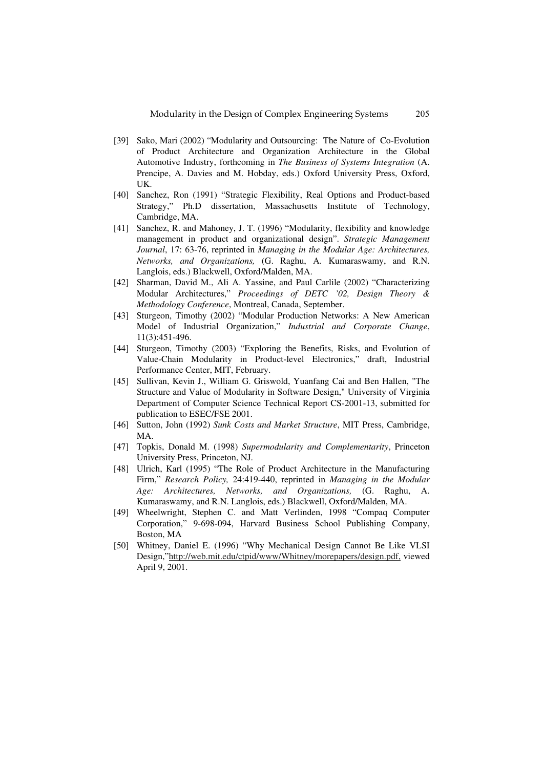[39] Sako, Mari (2002) "Modularity and Outsourcing: The Nature of Co-Evolution of Product Architecture and Organization Architecture in the Global Automotive Industry, forthcoming in *The Business of Systems Integration* (A. Prencipe, A. Davies and M. Hobday, eds.) Oxford University Press, Oxford, UK.

[40] Sanchez, Ron (1991) "Strategic Flexibility, Real Options and Product-based Strategy," Ph.D dissertation, Massachusetts Institute of Technology, Cambridge, MA.

[41] Sanchez, R. and Mahoney, J. T. (1996) "Modularity, flexibility and knowledge management in product and organizational design". *Strategic Management Journal*, 17: 63-76, reprinted in *Managing in the Modular Age: Architectures, Networks, and Organizations,* (G. Raghu, A. Kumaraswamy, and R.N. Langlois, eds.) Blackwell, Oxford/Malden, MA.

[42] Sharman, David M., Ali A. Yassine, and Paul Carlile (2002) "Characterizing Modular Architectures," *Proceedings of DETC '02, Design Theory & Methodology Conference*, Montreal, Canada, September.

[43] Sturgeon, Timothy (2002) "Modular Production Networks: A New American Model of Industrial Organization," *Industrial and Corporate Change*, 11(3):451-496.

[44] Sturgeon, Timothy (2003) "Exploring the Benefits, Risks, and Evolution of Value-Chain Modularity in Product-level Electronics," draft, Industrial Performance Center, MIT, February.

[45] Sullivan, Kevin J., William G. Griswold, Yuanfang Cai and Ben Hallen, "The Structure and Value of Modularity in Software Design," University of Virginia Department of Computer Science Technical Report CS-2001-13, submitted for publication to ESEC/FSE 2001.

[46] Sutton, John (1992) *Sunk Costs and Market Structure*, MIT Press, Cambridge, MA.

[47] Topkis, Donald M. (1998) *Supermodularity and Complementarity*, Princeton University Press, Princeton, NJ.

[48] Ulrich, Karl (1995) "The Role of Product Architecture in the Manufacturing Firm," *Research Policy,* 24:419-440, reprinted in *Managing in the Modular Age: Architectures, Networks, and Organizations,* (G. Raghu, A. Kumaraswamy, and R.N. Langlois, eds.) Blackwell, Oxford/Malden, MA.

[49] Wheelwright, Stephen C. and Matt Verlinden, 1998 "Compaq Computer Corporation," 9-698-094, Harvard Business School Publishing Company, Boston, MA

[50] Whitney, Daniel E. (1996) "Why Mechanical Design Cannot Be Like VLSI Design,"http://web.mit.edu/ctpid/www/Whitney/morepapers/design.pdf, viewed April 9, 2001.